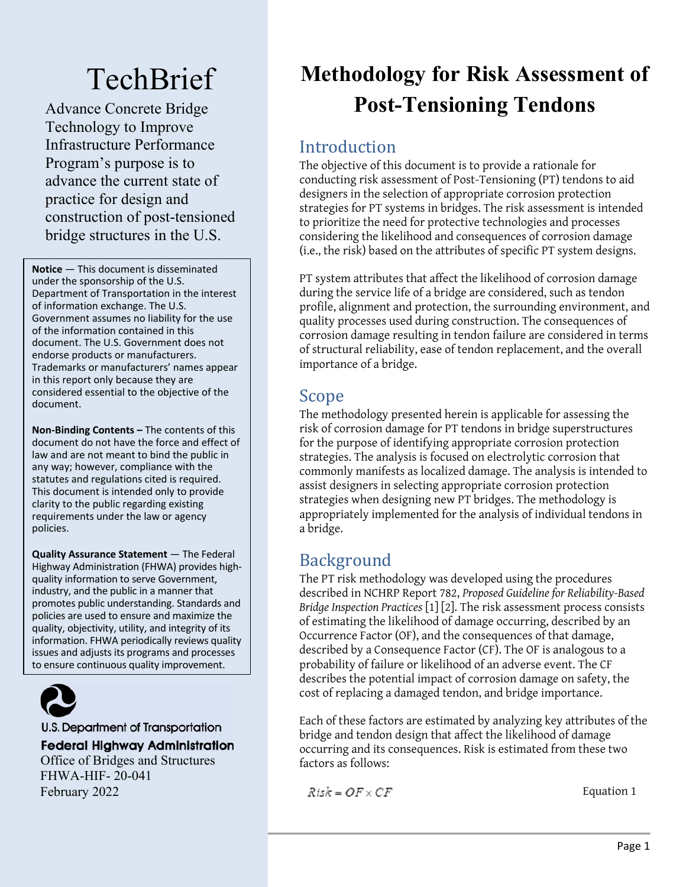# TechBrief

Advance Concrete Bridge Technology to Improve Infrastructure Performance Program's purpose is to advance the current state of practice for design and construction of post-tensioned bridge structures in the U.S.

**Notice** — This document is disseminated under the sponsorship of the U.S. Department of Transportation in the interest of information exchange. The U.S. Government assumes no liability for the use of the information contained in this document. The U.S. Government does not endorse products or manufacturers. Trademarks or manufacturers' names appear in this report only because they are considered essential to the objective of the document.

**Non-Binding Contents –** The contents of this document do not have the force and effect of law and are not meant to bind the public in any way; however, compliance with the statutes and regulations cited is required. This document is intended only to provide clarity to the public regarding existing requirements under the law or agency policies.

**Quality Assurance Statement** — The Federal Highway Administration (FHWA) provides high-quality information to serve Government, industry, and the public in a manner that promotes public understanding. Standards and policies are used to ensure and maximize the quality, objectivity, utility, and integrity of its information. FHWA periodically reviews quality issues and adjusts its programs and processes to ensure continuous quality improvement.

U.S. Department of Transportation
**Federal Highway Administration**
Office of Bridges and Structures
FHWA-HIF- 20-041
February 2022

# Methodology for Risk Assessment of Post-Tensioning Tendons

## Introduction

The objective of this document is to provide a rationale for conducting risk assessment of Post-Tensioning (PT) tendons to aid designers in the selection of appropriate corrosion protection strategies for PT systems in bridges. The risk assessment is intended to prioritize the need for protective technologies and processes considering the likelihood and consequences of corrosion damage (i.e., the risk) based on the attributes of specific PT system designs.

PT system attributes that affect the likelihood of corrosion damage during the service life of a bridge are considered, such as tendon profile, alignment and protection, the surrounding environment, and quality processes used during construction. The consequences of corrosion damage resulting in tendon failure are considered in terms of structural reliability, ease of tendon replacement, and the overall importance of a bridge.

## Scope

The methodology presented herein is applicable for assessing the risk of corrosion damage for PT tendons in bridge superstructures for the purpose of identifying appropriate corrosion protection strategies. The analysis is focused on electrolytic corrosion that commonly manifests as localized damage. The analysis is intended to assist designers in selecting appropriate corrosion protection strategies when designing new PT bridges. The methodology is appropriately implemented for the analysis of individual tendons in a bridge.

## Background

The PT risk methodology was developed using the procedures described in NCHRP Report 782, *Proposed Guideline for Reliability-Based Bridge Inspection Practices* [1] [2]. The risk assessment process consists of estimating the likelihood of damage occurring, described by an Occurrence Factor (OF), and the consequences of that damage, described by a Consequence Factor (CF). The OF is analogous to a probability of failure or likelihood of an adverse event. The CF describes the potential impact of corrosion damage on safety, the cost of replacing a damaged tendon, and bridge importance.

Each of these factors are estimated by analyzing key attributes of the bridge and tendon design that affect the likelihood of damage occurring and its consequences. Risk is estimated from these two factors as follows:

$$Risk = OF \times CF \qquad \text{Equation 1}$$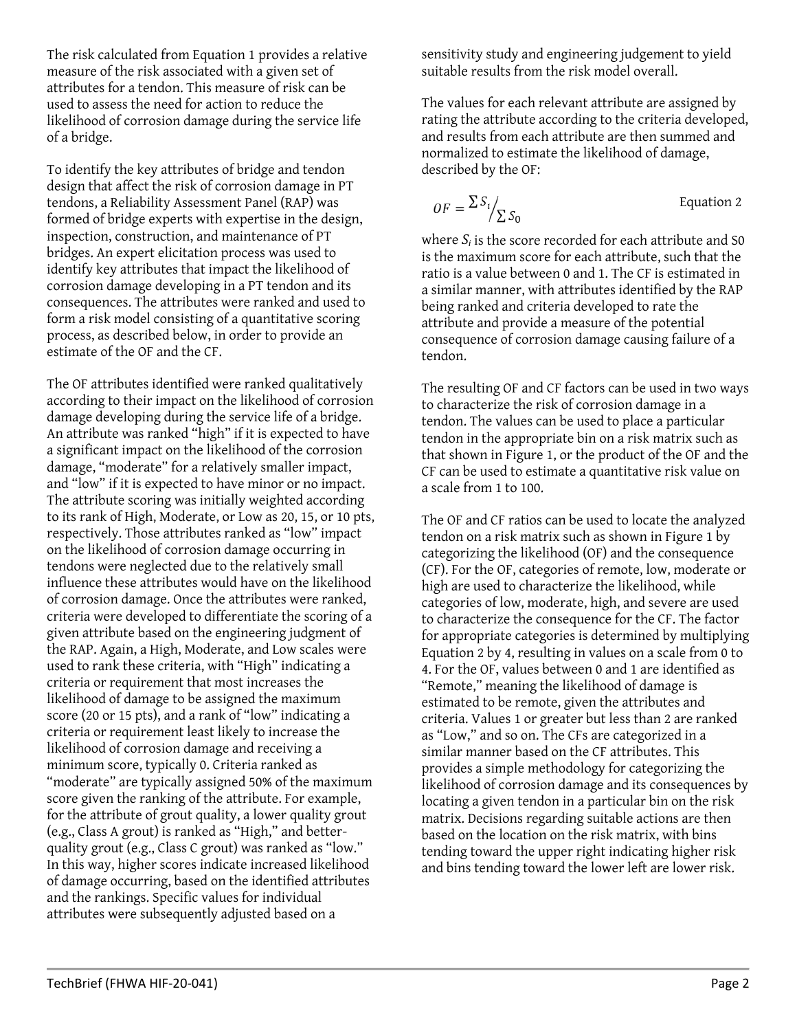The risk calculated from Equation 1 provides a relative measure of the risk associated with a given set of attributes for a tendon. This measure of risk can be used to assess the need for action to reduce the likelihood of corrosion damage during the service life of a bridge.

To identify the key attributes of bridge and tendon design that affect the risk of corrosion damage in PT tendons, a Reliability Assessment Panel (RAP) was formed of bridge experts with expertise in the design, inspection, construction, and maintenance of PT bridges. An expert elicitation process was used to identify key attributes that impact the likelihood of corrosion damage developing in a PT tendon and its consequences. The attributes were ranked and used to form a risk model consisting of a quantitative scoring process, as described below, in order to provide an estimate of the OF and the CF.

The OF attributes identified were ranked qualitatively according to their impact on the likelihood of corrosion damage developing during the service life of a bridge. An attribute was ranked "high" if it is expected to have a significant impact on the likelihood of the corrosion damage, "moderate" for a relatively smaller impact, and "low" if it is expected to have minor or no impact. The attribute scoring was initially weighted according to its rank of High, Moderate, or Low as 20, 15, or 10 pts, respectively. Those attributes ranked as "low" impact on the likelihood of corrosion damage occurring in tendons were neglected due to the relatively small influence these attributes would have on the likelihood of corrosion damage. Once the attributes were ranked, criteria were developed to differentiate the scoring of a given attribute based on the engineering judgment of the RAP. Again, a High, Moderate, and Low scales were used to rank these criteria, with "High" indicating a criteria or requirement that most increases the likelihood of damage to be assigned the maximum score (20 or 15 pts), and a rank of "low" indicating a criteria or requirement least likely to increase the likelihood of corrosion damage and receiving a minimum score, typically 0. Criteria ranked as "moderate" are typically assigned 50% of the maximum score given the ranking of the attribute. For example, for the attribute of grout quality, a lower quality grout (e.g., Class A grout) is ranked as "High," and better-quality grout (e.g., Class C grout) was ranked as "low." In this way, higher scores indicate increased likelihood of damage occurring, based on the identified attributes and the rankings. Specific values for individual attributes were subsequently adjusted based on a sensitivity study and engineering judgement to yield suitable results from the risk model overall.

The values for each relevant attribute are assigned by rating the attribute according to the criteria developed, and results from each attribute are then summed and normalized to estimate the likelihood of damage, described by the OF:

$$OF = \sum S_i \Big/ \sum S_0 \qquad \text{Equation 2}$$

where $S_i$ is the score recorded for each attribute and $S0$ is the maximum score for each attribute, such that the ratio is a value between 0 and 1. The CF is estimated in a similar manner, with attributes identified by the RAP being ranked and criteria developed to rate the attribute and provide a measure of the potential consequence of corrosion damage causing failure of a tendon.

The resulting OF and CF factors can be used in two ways to characterize the risk of corrosion damage in a tendon. The values can be used to place a particular tendon in the appropriate bin on a risk matrix such as that shown in Figure 1, or the product of the OF and the CF can be used to estimate a quantitative risk value on a scale from 1 to 100.

The OF and CF ratios can be used to locate the analyzed tendon on a risk matrix such as shown in Figure 1 by categorizing the likelihood (OF) and the consequence (CF). For the OF, categories of remote, low, moderate or high are used to characterize the likelihood, while categories of low, moderate, high, and severe are used to characterize the consequence for the CF. The factor for appropriate categories is determined by multiplying Equation 2 by 4, resulting in values on a scale from 0 to 4. For the OF, values between 0 and 1 are identified as "Remote," meaning the likelihood of damage is estimated to be remote, given the attributes and criteria. Values 1 or greater but less than 2 are ranked as "Low," and so on. The CFs are categorized in a similar manner based on the CF attributes. This provides a simple methodology for categorizing the likelihood of corrosion damage and its consequences by locating a given tendon in a particular bin on the risk matrix. Decisions regarding suitable actions are then based on the location on the risk matrix, with bins tending toward the upper right indicating higher risk and bins tending toward the lower left are lower risk.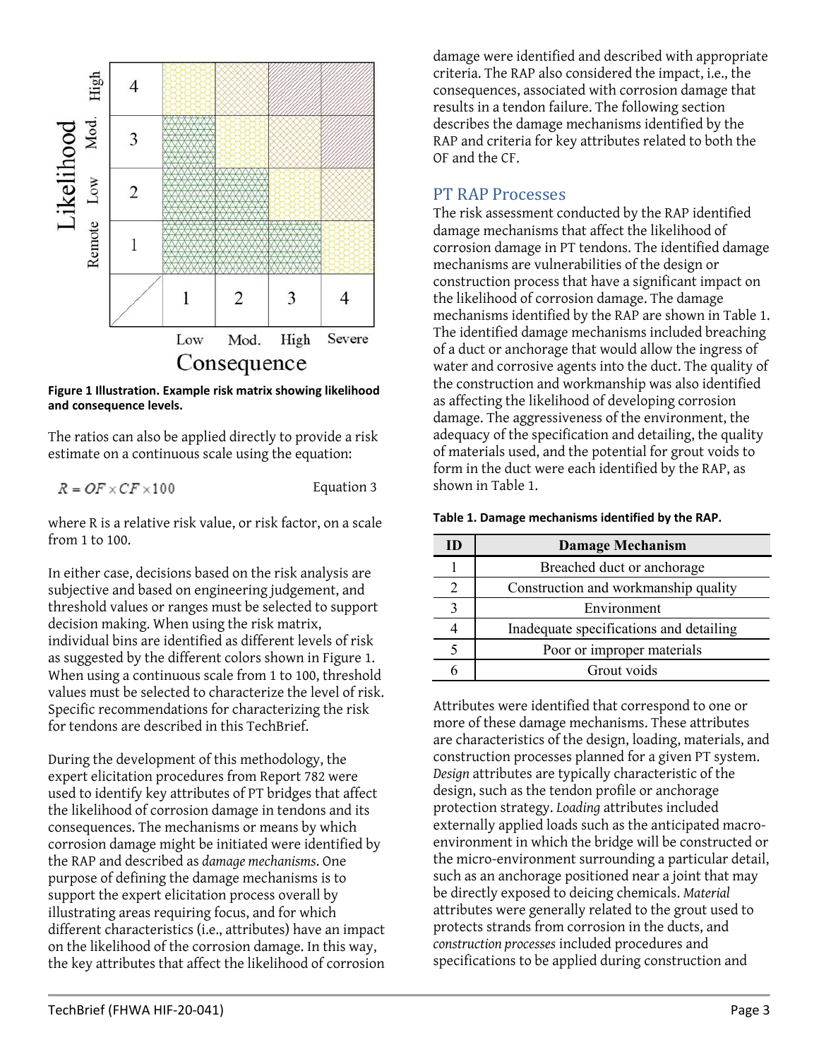Figure 1 Illustration. Example risk matrix showing likelihood and consequence levels.

The ratios can also be applied directly to provide a risk estimate on a continuous scale using the equation:

$$R = OF \times CF \times 100 \qquad \text{Equation 3}$$

where R is a relative risk value, or risk factor, on a scale from 1 to 100.

In either case, decisions based on the risk analysis are subjective and based on engineering judgement, and threshold values or ranges must be selected to support decision making. When using the risk matrix, individual bins are identified as different levels of risk as suggested by the different colors shown in Figure 1. When using a continuous scale from 1 to 100, threshold values must be selected to characterize the level of risk. Specific recommendations for characterizing the risk for tendons are described in this TechBrief.

During the development of this methodology, the expert elicitation procedures from Report 782 were used to identify key attributes of PT bridges that affect the likelihood of corrosion damage in tendons and its consequences. The mechanisms or means by which corrosion damage might be initiated were identified by the RAP and described as *damage mechanisms*. One purpose of defining the damage mechanisms is to support the expert elicitation process overall by illustrating areas requiring focus, and for which different characteristics (i.e., attributes) have an impact on the likelihood of the corrosion damage. In this way, the key attributes that affect the likelihood of corrosion damage were identified and described with appropriate criteria. The RAP also considered the impact, i.e., the consequences, associated with corrosion damage that results in a tendon failure. The following section describes the damage mechanisms identified by the RAP and criteria for key attributes related to both the OF and the CF.

## PT RAP Processes

The risk assessment conducted by the RAP identified damage mechanisms that affect the likelihood of corrosion damage in PT tendons. The identified damage mechanisms are vulnerabilities of the design or construction process that have a significant impact on the likelihood of corrosion damage. The damage mechanisms identified by the RAP are shown in Table 1. The identified damage mechanisms included breaching of a duct or anchorage that would allow the ingress of water and corrosive agents into the duct. The quality of the construction and workmanship was also identified as affecting the likelihood of developing corrosion damage. The aggressiveness of the environment, the adequacy of the specification and detailing, the quality of materials used, and the potential for grout voids to form in the duct were each identified by the RAP, as shown in Table 1.

**Table 1. Damage mechanisms identified by the RAP.**

| ID | Damage Mechanism |
|---|---|
| 1 | Breached duct or anchorage |
| 2 | Construction and workmanship quality |
| 3 | Environment |
| 4 | Inadequate specifications and detailing |
| 5 | Poor or improper materials |
| 6 | Grout voids |

Attributes were identified that correspond to one or more of these damage mechanisms. These attributes are characteristics of the design, loading, materials, and construction processes planned for a given PT system. *Design* attributes are typically characteristic of the design, such as the tendon profile or anchorage protection strategy. *Loading* attributes included externally applied loads such as the anticipated macro-environment in which the bridge will be constructed or the micro-environment surrounding a particular detail, such as an anchorage positioned near a joint that may be directly exposed to deicing chemicals. *Material* attributes were generally related to the grout used to protects strands from corrosion in the ducts, and *construction processes* included procedures and specifications to be applied during construction and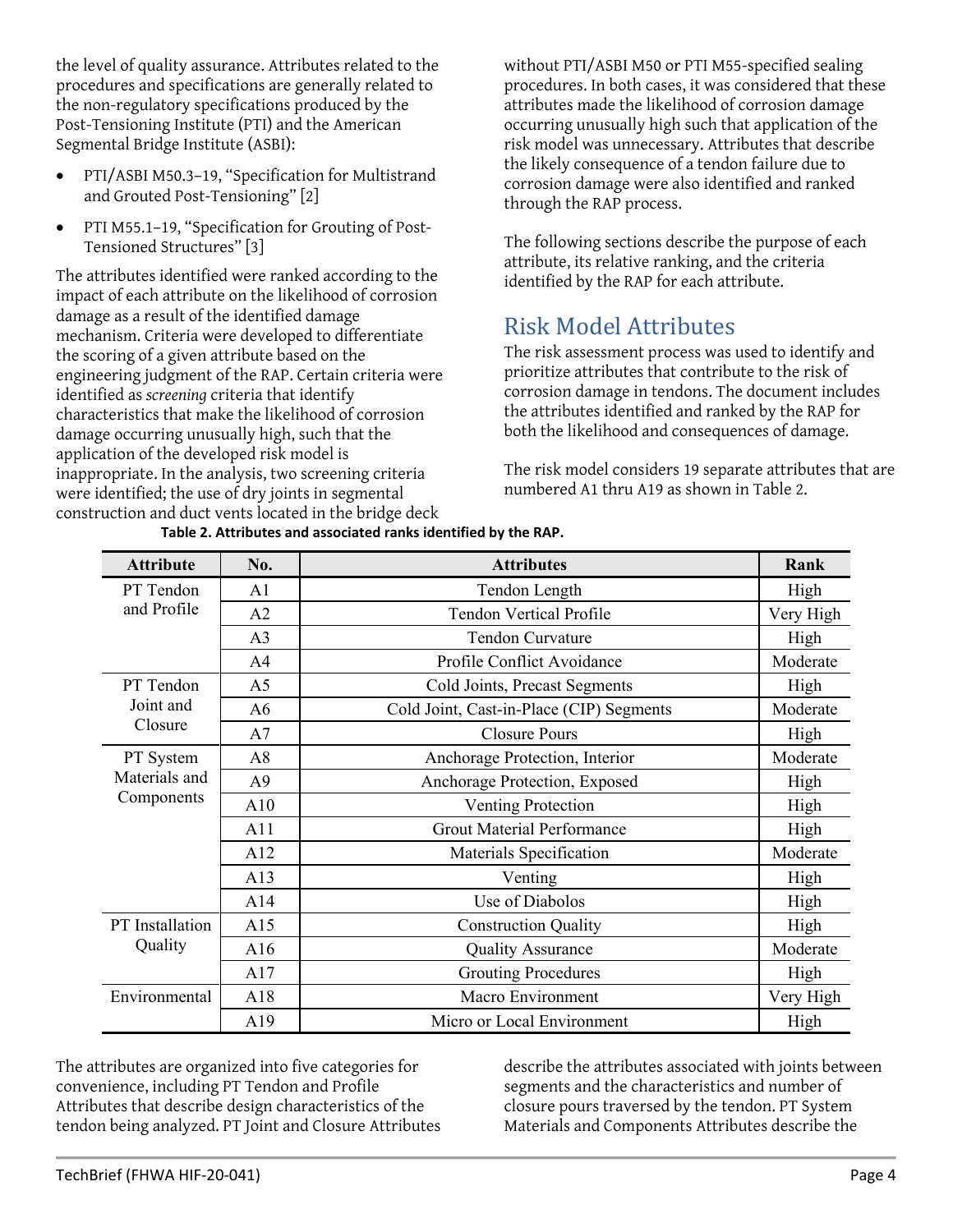the level of quality assurance. Attributes related to the procedures and specifications are generally related to the non-regulatory specifications produced by the Post-Tensioning Institute (PTI) and the American Segmental Bridge Institute (ASBI):

- PTI/ASBI M50.3–19, "Specification for Multistrand and Grouted Post-Tensioning" [2]
- PTI M55.1–19, "Specification for Grouting of Post-Tensioned Structures" [3]

The attributes identified were ranked according to the impact of each attribute on the likelihood of corrosion damage as a result of the identified damage mechanism. Criteria were developed to differentiate the scoring of a given attribute based on the engineering judgment of the RAP. Certain criteria were identified as *screening* criteria that identify characteristics that make the likelihood of corrosion damage occurring unusually high, such that the application of the developed risk model is inappropriate. In the analysis, two screening criteria were identified; the use of dry joints in segmental construction and duct vents located in the bridge deck without PTI/ASBI M50 or PTI M55-specified sealing procedures. In both cases, it was considered that these attributes made the likelihood of corrosion damage occurring unusually high such that application of the risk model was unnecessary. Attributes that describe the likely consequence of a tendon failure due to corrosion damage were also identified and ranked through the RAP process.

The following sections describe the purpose of each attribute, its relative ranking, and the criteria identified by the RAP for each attribute.

## Risk Model Attributes

The risk assessment process was used to identify and prioritize attributes that contribute to the risk of corrosion damage in tendons. The document includes the attributes identified and ranked by the RAP for both the likelihood and consequences of damage.

The risk model considers 19 separate attributes that are numbered A1 thru A19 as shown in Table 2.

**Table 2. Attributes and associated ranks identified by the RAP.**

| Attribute | No. | Attributes | Rank |
|---|---|---|---|
| PT Tendon and Profile | A1 | Tendon Length | High |
| | A2 | Tendon Vertical Profile | Very High |
| | A3 | Tendon Curvature | High |
| | A4 | Profile Conflict Avoidance | Moderate |
| PT Tendon Joint and Closure | A5 | Cold Joints, Precast Segments | High |
| | A6 | Cold Joint, Cast-in-Place (CIP) Segments | Moderate |
| | A7 | Closure Pours | High |
| PT System Materials and Components | A8 | Anchorage Protection, Interior | Moderate |
| | A9 | Anchorage Protection, Exposed | High |
| | A10 | Venting Protection | High |
| | A11 | Grout Material Performance | High |
| | A12 | Materials Specification | Moderate |
| | A13 | Venting | High |
| | A14 | Use of Diabolos | High |
| PT Installation Quality | A15 | Construction Quality | High |
| | A16 | Quality Assurance | Moderate |
| | A17 | Grouting Procedures | High |
| Environmental | A18 | Macro Environment | Very High |
| | A19 | Micro or Local Environment | High |

The attributes are organized into five categories for convenience, including PT Tendon and Profile Attributes that describe design characteristics of the tendon being analyzed. PT Joint and Closure Attributes describe the attributes associated with joints between segments and the characteristics and number of closure pours traversed by the tendon. PT System Materials and Components Attributes describe the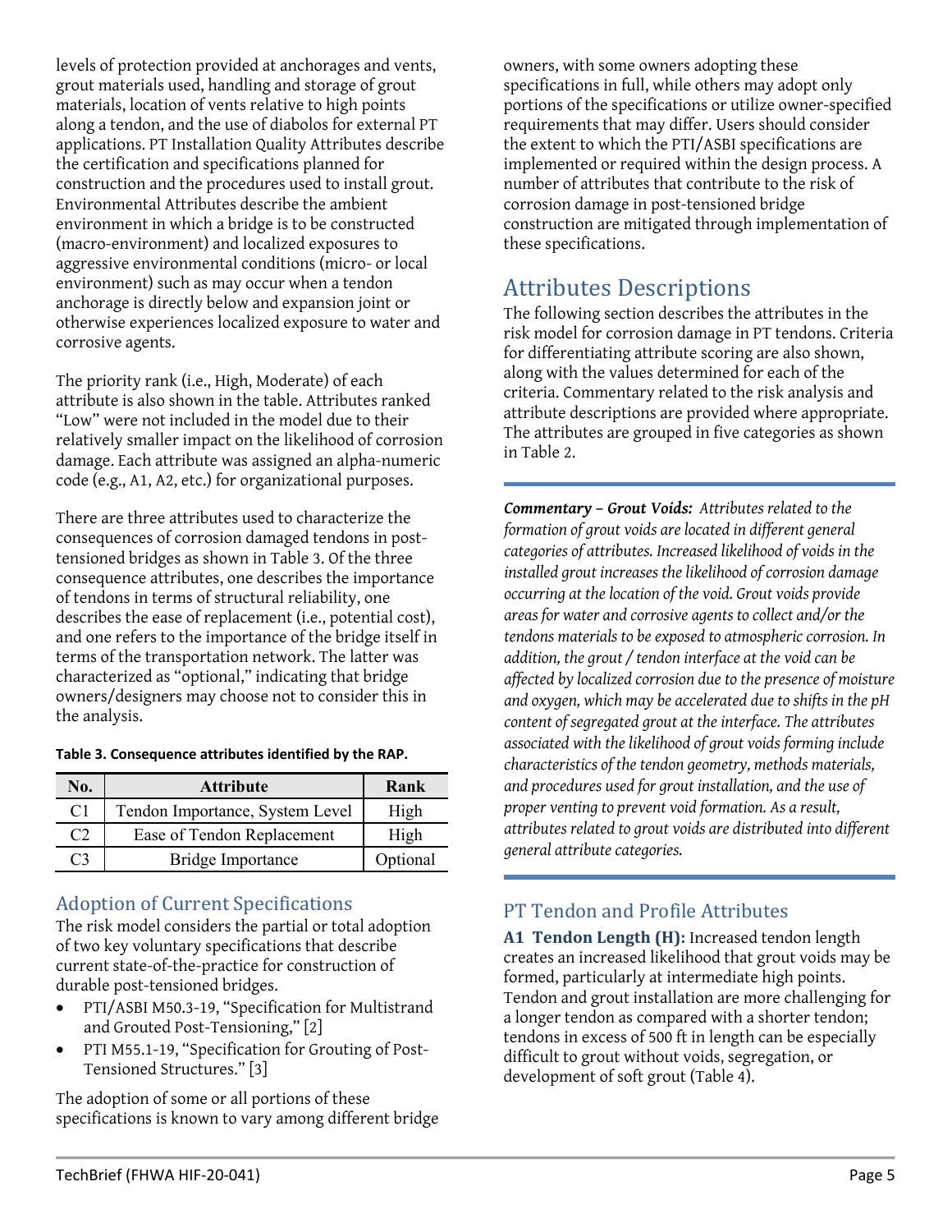levels of protection provided at anchorages and vents, grout materials used, handling and storage of grout materials, location of vents relative to high points along a tendon, and the use of diabolos for external PT applications. PT Installation Quality Attributes describe the certification and specifications planned for construction and the procedures used to install grout. Environmental Attributes describe the ambient environment in which a bridge is to be constructed (macro-environment) and localized exposures to aggressive environmental conditions (micro- or local environment) such as may occur when a tendon anchorage is directly below and expansion joint or otherwise experiences localized exposure to water and corrosive agents.

The priority rank (i.e., High, Moderate) of each attribute is also shown in the table. Attributes ranked "Low" were not included in the model due to their relatively smaller impact on the likelihood of corrosion damage. Each attribute was assigned an alpha-numeric code (e.g., A1, A2, etc.) for organizational purposes.

There are three attributes used to characterize the consequences of corrosion damaged tendons in post-tensioned bridges as shown in Table 3. Of the three consequence attributes, one describes the importance of tendons in terms of structural reliability, one describes the ease of replacement (i.e., potential cost), and one refers to the importance of the bridge itself in terms of the transportation network. The latter was characterized as "optional," indicating that bridge owners/designers may choose not to consider this in the analysis.

**Table 3. Consequence attributes identified by the RAP.**

| No. | Attribute | Rank |
|---|---|---|
| C1 | Tendon Importance, System Level | High |
| C2 | Ease of Tendon Replacement | High |
| C3 | Bridge Importance | Optional |

## Adoption of Current Specifications

The risk model considers the partial or total adoption of two key voluntary specifications that describe current state-of-the-practice for construction of durable post-tensioned bridges.

- PTI/ASBI M50.3-19, "Specification for Multistrand and Grouted Post-Tensioning," [2]
- PTI M55.1-19, "Specification for Grouting of Post-Tensioned Structures." [3]

The adoption of some or all portions of these specifications is known to vary among different bridge owners, with some owners adopting these specifications in full, while others may adopt only portions of the specifications or utilize owner-specified requirements that may differ. Users should consider the extent to which the PTI/ASBI specifications are implemented or required within the design process. A number of attributes that contribute to the risk of corrosion damage in post-tensioned bridge construction are mitigated through implementation of these specifications.

# Attributes Descriptions

The following section describes the attributes in the risk model for corrosion damage in PT tendons. Criteria for differentiating attribute scoring are also shown, along with the values determined for each of the criteria. Commentary related to the risk analysis and attribute descriptions are provided where appropriate. The attributes are grouped in five categories as shown in Table 2.

***Commentary – Grout Voids:*** *Attributes related to the formation of grout voids are located in different general categories of attributes. Increased likelihood of voids in the installed grout increases the likelihood of corrosion damage occurring at the location of the void. Grout voids provide areas for water and corrosive agents to collect and/or the tendons materials to be exposed to atmospheric corrosion. In addition, the grout / tendon interface at the void can be affected by localized corrosion due to the presence of moisture and oxygen, which may be accelerated due to shifts in the pH content of segregated grout at the interface. The attributes associated with the likelihood of grout voids forming include characteristics of the tendon geometry, methods materials, and procedures used for grout installation, and the use of proper venting to prevent void formation. As a result, attributes related to grout voids are distributed into different general attribute categories.*

## PT Tendon and Profile Attributes

**A1 Tendon Length (H):** Increased tendon length creates an increased likelihood that grout voids may be formed, particularly at intermediate high points. Tendon and grout installation are more challenging for a longer tendon as compared with a shorter tendon; tendons in excess of 500 ft in length can be especially difficult to grout without voids, segregation, or development of soft grout (Table 4).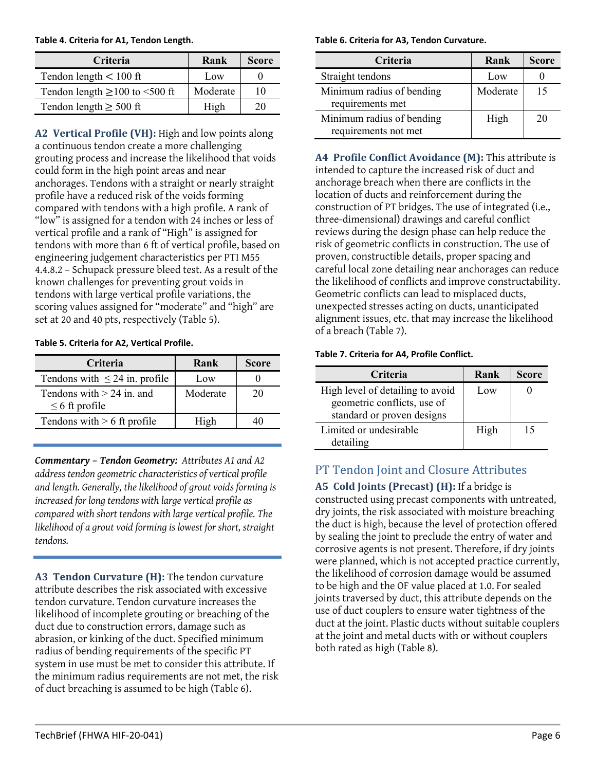**Table 4. Criteria for A1, Tendon Length.**

| Criteria | Rank | Score |
|---|---|---|
| Tendon length < 100 ft | Low | 0 |
| Tendon length ≥100 to <500 ft | Moderate | 10 |
| Tendon length ≥ 500 ft | High | 20 |

**A2 Vertical Profile (VH):** High and low points along a continuous tendon create a more challenging grouting process and increase the likelihood that voids could form in the high point areas and near anchorages. Tendons with a straight or nearly straight profile have a reduced risk of the voids forming compared with tendons with a high profile. A rank of "low" is assigned for a tendon with 24 inches or less of vertical profile and a rank of "High" is assigned for tendons with more than 6 ft of vertical profile, based on engineering judgement characteristics per PTI M55 4.4.8.2 – Schupack pressure bleed test. As a result of the known challenges for preventing grout voids in tendons with large vertical profile variations, the scoring values assigned for "moderate" and "high" are set at 20 and 40 pts, respectively (Table 5).

**Table 5. Criteria for A2, Vertical Profile.**

| Criteria | Rank | Score |
|---|---|---|
| Tendons with ≤ 24 in. profile | Low | 0 |
| Tendons with > 24 in. and ≤ 6 ft profile | Moderate | 20 |
| Tendons with > 6 ft profile | High | 40 |

***Commentary – Tendon Geometry:*** *Attributes A1 and A2 address tendon geometric characteristics of vertical profile and length. Generally, the likelihood of grout voids forming is increased for long tendons with large vertical profile as compared with short tendons with large vertical profile. The likelihood of a grout void forming is lowest for short, straight tendons.*

**A3 Tendon Curvature (H):** The tendon curvature attribute describes the risk associated with excessive tendon curvature. Tendon curvature increases the likelihood of incomplete grouting or breaching of the duct due to construction errors, damage such as abrasion, or kinking of the duct. Specified minimum radius of bending requirements of the specific PT system in use must be met to consider this attribute. If the minimum radius requirements are not met, the risk of duct breaching is assumed to be high (Table 6).

**Table 6. Criteria for A3, Tendon Curvature.**

| Criteria | Rank | Score |
|---|---|---|
| Straight tendons | Low | 0 |
| Minimum radius of bending requirements met | Moderate | 15 |
| Minimum radius of bending requirements not met | High | 20 |

**A4 Profile Conflict Avoidance (M):** This attribute is intended to capture the increased risk of duct and anchorage breach when there are conflicts in the location of ducts and reinforcement during the construction of PT bridges. The use of integrated (i.e., three-dimensional) drawings and careful conflict reviews during the design phase can help reduce the risk of geometric conflicts in construction. The use of proven, constructible details, proper spacing and careful local zone detailing near anchorages can reduce the likelihood of conflicts and improve constructability. Geometric conflicts can lead to misplaced ducts, unexpected stresses acting on ducts, unanticipated alignment issues, etc. that may increase the likelihood of a breach (Table 7).

**Table 7. Criteria for A4, Profile Conflict.**

| Criteria | Rank | Score |
|---|---|---|
| High level of detailing to avoid geometric conflicts, use of standard or proven designs | Low | 0 |
| Limited or undesirable detailing | High | 15 |

## PT Tendon Joint and Closure Attributes

**A5 Cold Joints (Precast) (H):** If a bridge is constructed using precast components with untreated, dry joints, the risk associated with moisture breaching the duct is high, because the level of protection offered by sealing the joint to preclude the entry of water and corrosive agents is not present. Therefore, if dry joints were planned, which is not accepted practice currently, the likelihood of corrosion damage would be assumed to be high and the OF value placed at 1.0. For sealed joints traversed by duct, this attribute depends on the use of duct couplers to ensure water tightness of the duct at the joint. Plastic ducts without suitable couplers at the joint and metal ducts with or without couplers both rated as high (Table 8).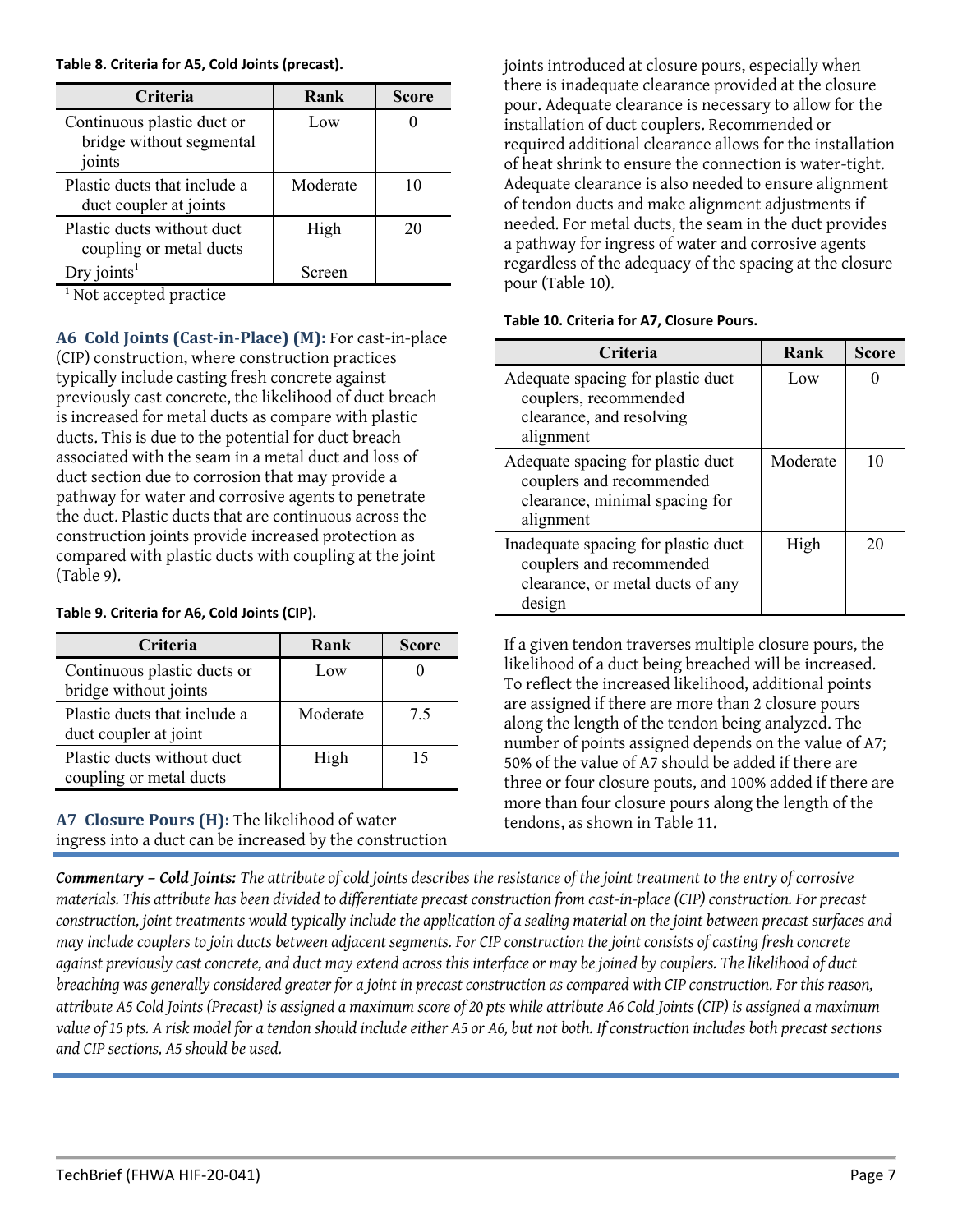**Table 8. Criteria for A5, Cold Joints (precast).**

| Criteria | Rank | Score |
|---|---|---|
| Continuous plastic duct or bridge without segmental joints | Low | 0 |
| Plastic ducts that include a duct coupler at joints | Moderate | 10 |
| Plastic ducts without duct coupling or metal ducts | High | 20 |
| Dry joints[1] | Screen | |

[1] Not accepted practice

**A6 Cold Joints (Cast-in-Place) (M):** For cast-in-place (CIP) construction, where construction practices typically include casting fresh concrete against previously cast concrete, the likelihood of duct breach is increased for metal ducts as compare with plastic ducts. This is due to the potential for duct breach associated with the seam in a metal duct and loss of duct section due to corrosion that may provide a pathway for water and corrosive agents to penetrate the duct. Plastic ducts that are continuous across the construction joints provide increased protection as compared with plastic ducts with coupling at the joint (Table 9).

**Table 9. Criteria for A6, Cold Joints (CIP).**

| Criteria | Rank | Score |
|---|---|---|
| Continuous plastic ducts or bridge without joints | Low | 0 |
| Plastic ducts that include a duct coupler at joint | Moderate | 7.5 |
| Plastic ducts without duct coupling or metal ducts | High | 15 |

**A7 Closure Pours (H):** The likelihood of water ingress into a duct can be increased by the construction joints introduced at closure pours, especially when there is inadequate clearance provided at the closure pour. Adequate clearance is necessary to allow for the installation of duct couplers. Recommended or required additional clearance allows for the installation of heat shrink to ensure the connection is water-tight. Adequate clearance is also needed to ensure alignment of tendon ducts and make alignment adjustments if needed. For metal ducts, the seam in the duct provides a pathway for ingress of water and corrosive agents regardless of the adequacy of the spacing at the closure pour (Table 10).

**Table 10. Criteria for A7, Closure Pours.**

| Criteria | Rank | Score |
|---|---|---|
| Adequate spacing for plastic duct couplers, recommended clearance, and resolving alignment | Low | 0 |
| Adequate spacing for plastic duct couplers and recommended clearance, minimal spacing for alignment | Moderate | 10 |
| Inadequate spacing for plastic duct couplers and recommended clearance, or metal ducts of any design | High | 20 |

If a given tendon traverses multiple closure pours, the likelihood of a duct being breached will be increased. To reflect the increased likelihood, additional points are assigned if there are more than 2 closure pours along the length of the tendon being analyzed. The number of points assigned depends on the value of A7; 50% of the value of A7 should be added if there are three or four closure pouts, and 100% added if there are more than four closure pours along the length of the tendons, as shown in Table 11.

***Commentary – Cold Joints:*** *The attribute of cold joints describes the resistance of the joint treatment to the entry of corrosive materials. This attribute has been divided to differentiate precast construction from cast-in-place (CIP) construction. For precast construction, joint treatments would typically include the application of a sealing material on the joint between precast surfaces and may include couplers to join ducts between adjacent segments. For CIP construction the joint consists of casting fresh concrete against previously cast concrete, and duct may extend across this interface or may be joined by couplers. The likelihood of duct breaching was generally considered greater for a joint in precast construction as compared with CIP construction. For this reason, attribute A5 Cold Joints (Precast) is assigned a maximum score of 20 pts while attribute A6 Cold Joints (CIP) is assigned a maximum value of 15 pts. A risk model for a tendon should include either A5 or A6, but not both. If construction includes both precast sections and CIP sections, A5 should be used.*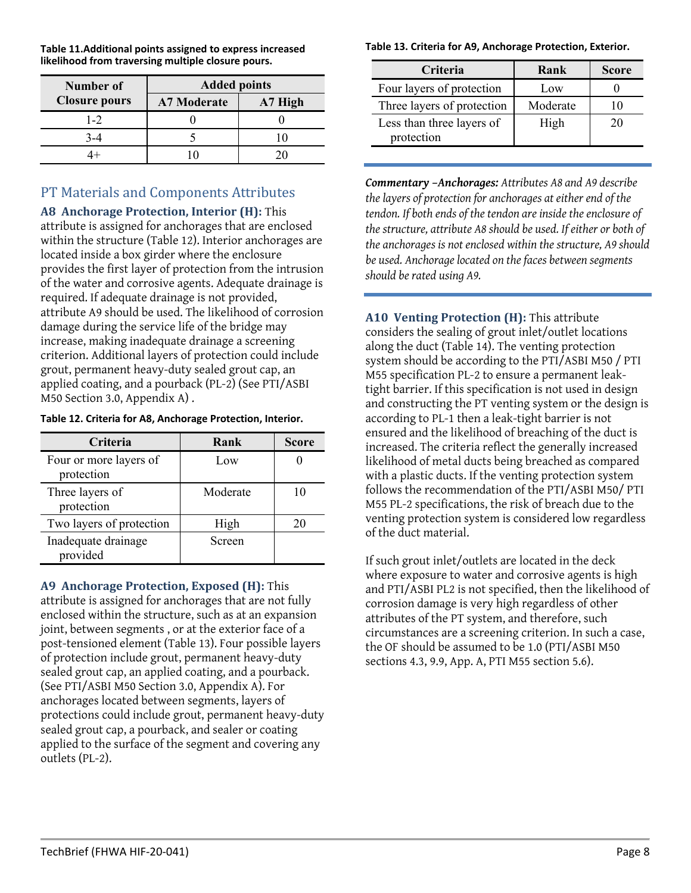**Table 11. Additional points assigned to express increased likelihood from traversing multiple closure pours.**

| Number of Closure pours | Added points | |
|---|---|---|
| | A7 Moderate | A7 High |
| 1-2 | 0 | 0 |
| 3-4 | 5 | 10 |
| 4+ | 10 | 20 |

## PT Materials and Components Attributes

**A8 Anchorage Protection, Interior (H):** This attribute is assigned for anchorages that are enclosed within the structure (Table 12). Interior anchorages are located inside a box girder where the enclosure provides the first layer of protection from the intrusion of the water and corrosive agents. Adequate drainage is required. If adequate drainage is not provided, attribute A9 should be used. The likelihood of corrosion damage during the service life of the bridge may increase, making inadequate drainage a screening criterion. Additional layers of protection could include grout, permanent heavy-duty sealed grout cap, an applied coating, and a pourback (PL-2) (See PTI/ASBI M50 Section 3.0, Appendix A) .

**Table 12. Criteria for A8, Anchorage Protection, Interior.**

| Criteria | Rank | Score |
|---|---|---|
| Four or more layers of protection | Low | 0 |
| Three layers of protection | Moderate | 10 |
| Two layers of protection | High | 20 |
| Inadequate drainage provided | Screen | |

**A9 Anchorage Protection, Exposed (H):** This attribute is assigned for anchorages that are not fully enclosed within the structure, such as at an expansion joint, between segments , or at the exterior face of a post-tensioned element (Table 13). Four possible layers of protection include grout, permanent heavy-duty sealed grout cap, an applied coating, and a pourback. (See PTI/ASBI M50 Section 3.0, Appendix A). For anchorages located between segments, layers of protections could include grout, permanent heavy-duty sealed grout cap, a pourback, and sealer or coating applied to the surface of the segment and covering any outlets (PL-2).

**Table 13. Criteria for A9, Anchorage Protection, Exterior.**

| Criteria | Rank | Score |
|---|---|---|
| Four layers of protection | Low | 0 |
| Three layers of protection | Moderate | 10 |
| Less than three layers of protection | High | 20 |

***Commentary –Anchorages:*** *Attributes A8 and A9 describe the layers of protection for anchorages at either end of the tendon. If both ends of the tendon are inside the enclosure of the structure, attribute A8 should be used. If either or both of the anchorages is not enclosed within the structure, A9 should be used. Anchorage located on the faces between segments should be rated using A9.*

**A10 Venting Protection (H):** This attribute considers the sealing of grout inlet/outlet locations along the duct (Table 14). The venting protection system should be according to the PTI/ASBI M50 / PTI M55 specification PL-2 to ensure a permanent leak-tight barrier. If this specification is not used in design and constructing the PT venting system or the design is according to PL-1 then a leak-tight barrier is not ensured and the likelihood of breaching of the duct is increased. The criteria reflect the generally increased likelihood of metal ducts being breached as compared with a plastic ducts. If the venting protection system follows the recommendation of the PTI/ASBI M50/ PTI M55 PL-2 specifications, the risk of breach due to the venting protection system is considered low regardless of the duct material.

If such grout inlet/outlets are located in the deck where exposure to water and corrosive agents is high and PTI/ASBI PL2 is not specified, then the likelihood of corrosion damage is very high regardless of other attributes of the PT system, and therefore, such circumstances are a screening criterion. In such a case, the OF should be assumed to be 1.0 (PTI/ASBI M50 sections 4.3, 9.9, App. A, PTI M55 section 5.6).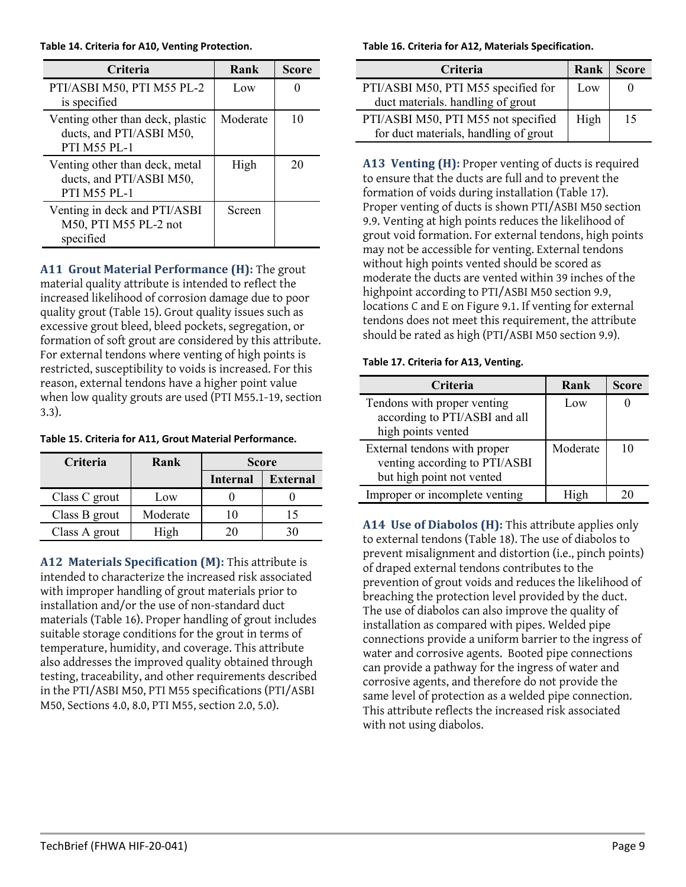**Table 14. Criteria for A10, Venting Protection.**

| Criteria | Rank | Score |
|---|---|---|
| PTI/ASBI M50, PTI M55 PL-2 is specified | Low | 0 |
| Venting other than deck, plastic ducts, and PTI/ASBI M50, PTI M55 PL-1 | Moderate | 10 |
| Venting other than deck, metal ducts, and PTI/ASBI M50, PTI M55 PL-1 | High | 20 |
| Venting in deck and PTI/ASBI M50, PTI M55 PL-2 not specified | Screen | |

**A11 Grout Material Performance (H):** The grout material quality attribute is intended to reflect the increased likelihood of corrosion damage due to poor quality grout (Table 15). Grout quality issues such as excessive grout bleed, bleed pockets, segregation, or formation of soft grout are considered by this attribute. For external tendons where venting of high points is restricted, susceptibility to voids is increased. For this reason, external tendons have a higher point value when low quality grouts are used (PTI M55.1-19, section 3.3).

**Table 15. Criteria for A11, Grout Material Performance.**

| Criteria | Rank | Score | |
|---|---|---|---|
| | | Internal | External |
| Class C grout | Low | 0 | 0 |
| Class B grout | Moderate | 10 | 15 |
| Class A grout | High | 20 | 30 |

**A12 Materials Specification (M):** This attribute is intended to characterize the increased risk associated with improper handling of grout materials prior to installation and/or the use of non-standard duct materials (Table 16). Proper handling of grout includes suitable storage conditions for the grout in terms of temperature, humidity, and coverage. This attribute also addresses the improved quality obtained through testing, traceability, and other requirements described in the PTI/ASBI M50, PTI M55 specifications (PTI/ASBI M50, Sections 4.0, 8.0, PTI M55, section 2.0, 5.0).

**Table 16. Criteria for A12, Materials Specification.**

| Criteria | Rank | Score |
|---|---|---|
| PTI/ASBI M50, PTI M55 specified for duct materials. handling of grout | Low | 0 |
| PTI/ASBI M50, PTI M55 not specified for duct materials, handling of grout | High | 15 |

**A13 Venting (H):** Proper venting of ducts is required to ensure that the ducts are full and to prevent the formation of voids during installation (Table 17). Proper venting of ducts is shown PTI/ASBI M50 section 9.9. Venting at high points reduces the likelihood of grout void formation. For external tendons, high points may not be accessible for venting. External tendons without high points vented should be scored as moderate the ducts are vented within 39 inches of the highpoint according to PTI/ASBI M50 section 9.9, locations C and E on Figure 9.1. If venting for external tendons does not meet this requirement, the attribute should be rated as high (PTI/ASBI M50 section 9.9).

**Table 17. Criteria for A13, Venting.**

| Criteria | Rank | Score |
|---|---|---|
| Tendons with proper venting according to PTI/ASBI and all high points vented | Low | 0 |
| External tendons with proper venting according to PTI/ASBI but high point not vented | Moderate | 10 |
| Improper or incomplete venting | High | 20 |

**A14 Use of Diabolos (H):** This attribute applies only to external tendons (Table 18). The use of diabolos to prevent misalignment and distortion (i.e., pinch points) of draped external tendons contributes to the prevention of grout voids and reduces the likelihood of breaching the protection level provided by the duct. The use of diabolos can also improve the quality of installation as compared with pipes. Welded pipe connections provide a uniform barrier to the ingress of water and corrosive agents. Booted pipe connections can provide a pathway for the ingress of water and corrosive agents, and therefore do not provide the same level of protection as a welded pipe connection. This attribute reflects the increased risk associated with not using diabolos.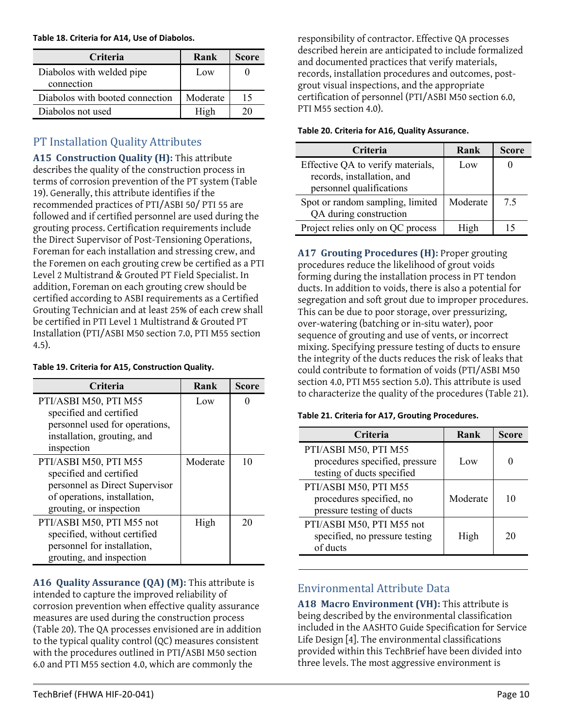**Table 18. Criteria for A14, Use of Diabolos.**

| Criteria | Rank | Score |
| --- | --- | --- |
| Diabolos with welded pipe connection | Low | 0 |
| Diabolos with booted connection | Moderate | 15 |
| Diabolos not used | High | 20 |

## PT Installation Quality Attributes

**A15 Construction Quality (H):** This attribute describes the quality of the construction process in terms of corrosion prevention of the PT system (Table 19). Generally, this attribute identifies if the recommended practices of PTI/ASBI 50/ PTI 55 are followed and if certified personnel are used during the grouting process. Certification requirements include the Direct Supervisor of Post-Tensioning Operations, Foreman for each installation and stressing crew, and the Foremen on each grouting crew be certified as a PTI Level 2 Multistrand & Grouted PT Field Specialist. In addition, Foreman on each grouting crew should be certified according to ASBI requirements as a Certified Grouting Technician and at least 25% of each crew shall be certified in PTI Level 1 Multistrand & Grouted PT Installation (PTI/ASBI M50 section 7.0, PTI M55 section 4.5).

**Table 19. Criteria for A15, Construction Quality.**

| Criteria | Rank | Score |
| --- | --- | --- |
| PTI/ASBI M50, PTI M55 specified and certified personnel used for operations, installation, grouting, and inspection | Low | 0 |
| PTI/ASBI M50, PTI M55 specified and certified personnel as Direct Supervisor of operations, installation, grouting, or inspection | Moderate | 10 |
| PTI/ASBI M50, PTI M55 not specified, without certified personnel for installation, grouting, and inspection | High | 20 |

**A16 Quality Assurance (QA) (M):** This attribute is intended to capture the improved reliability of corrosion prevention when effective quality assurance measures are used during the construction process (Table 20). The QA processes envisioned are in addition to the typical quality control (QC) measures consistent with the procedures outlined in PTI/ASBI M50 section 6.0 and PTI M55 section 4.0, which are commonly the responsibility of contractor. Effective QA processes described herein are anticipated to include formalized and documented practices that verify materials, records, installation procedures and outcomes, post-grout visual inspections, and the appropriate certification of personnel (PTI/ASBI M50 section 6.0, PTI M55 section 4.0).

**Table 20. Criteria for A16, Quality Assurance.**

| Criteria | Rank | Score |
| --- | --- | --- |
| Effective QA to verify materials, records, installation, and personnel qualifications | Low | 0 |
| Spot or random sampling, limited QA during construction | Moderate | 7.5 |
| Project relies only on QC process | High | 15 |

**A17 Grouting Procedures (H):** Proper grouting procedures reduce the likelihood of grout voids forming during the installation process in PT tendon ducts. In addition to voids, there is also a potential for segregation and soft grout due to improper procedures. This can be due to poor storage, over pressurizing, over-watering (batching or in-situ water), poor sequence of grouting and use of vents, or incorrect mixing. Specifying pressure testing of ducts to ensure the integrity of the ducts reduces the risk of leaks that could contribute to formation of voids (PTI/ASBI M50 section 4.0, PTI M55 section 5.0). This attribute is used to characterize the quality of the procedures (Table 21).

**Table 21. Criteria for A17, Grouting Procedures.**

| Criteria | Rank | Score |
| --- | --- | --- |
| PTI/ASBI M50, PTI M55 procedures specified, pressure testing of ducts specified | Low | 0 |
| PTI/ASBI M50, PTI M55 procedures specified, no pressure testing of ducts | Moderate | 10 |
| PTI/ASBI M50, PTI M55 not specified, no pressure testing of ducts | High | 20 |

## Environmental Attribute Data

**A18 Macro Environment (VH):** This attribute is being described by the environmental classification included in the AASHTO Guide Specification for Service Life Design [4]. The environmental classifications provided within this TechBrief have been divided into three levels. The most aggressive environment is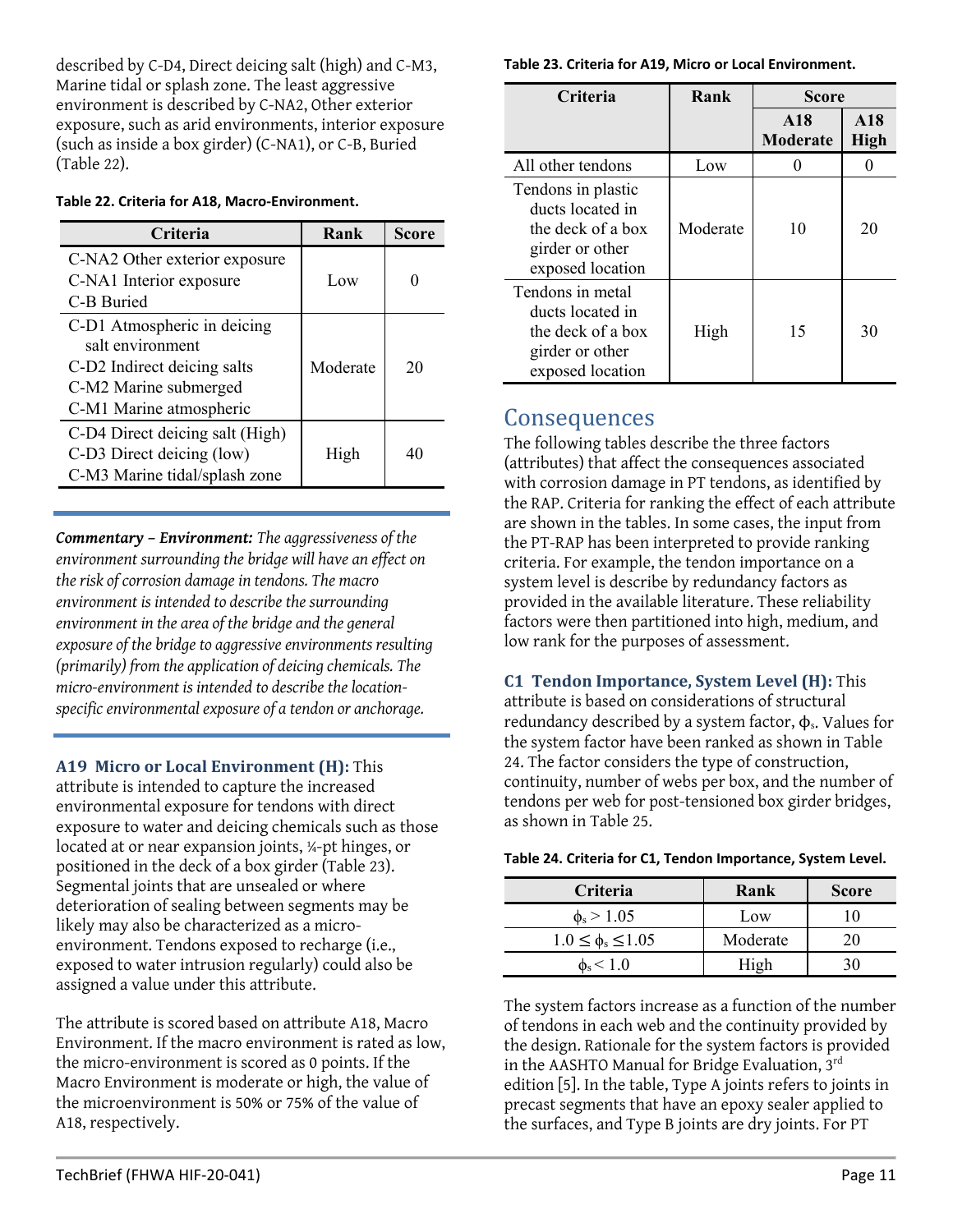described by C-D4, Direct deicing salt (high) and C-M3, Marine tidal or splash zone. The least aggressive environment is described by C-NA2, Other exterior exposure, such as arid environments, interior exposure (such as inside a box girder) (C-NA1), or C-B, Buried (Table 22).

**Table 22. Criteria for A18, Macro-Environment.**

| Criteria | Rank | Score |
|---|---|---|
| C-NA2 Other exterior exposure<br>C-NA1 Interior exposure<br>C-B Buried | Low | 0 |
| C-D1 Atmospheric in deicing salt environment<br>C-D2 Indirect deicing salts<br>C-M2 Marine submerged<br>C-M1 Marine atmospheric | Moderate | 20 |
| C-D4 Direct deicing salt (High)<br>C-D3 Direct deicing (low)<br>C-M3 Marine tidal/splash zone | High | 40 |

***Commentary – Environment:*** *The aggressiveness of the environment surrounding the bridge will have an effect on the risk of corrosion damage in tendons. The macro environment is intended to describe the surrounding environment in the area of the bridge and the general exposure of the bridge to aggressive environments resulting (primarily) from the application of deicing chemicals. The micro-environment is intended to describe the location-specific environmental exposure of a tendon or anchorage.*

**A19 Micro or Local Environment (H):** This attribute is intended to capture the increased environmental exposure for tendons with direct exposure to water and deicing chemicals such as those located at or near expansion joints, ¼-pt hinges, or positioned in the deck of a box girder (Table 23). Segmental joints that are unsealed or where deterioration of sealing between segments may be likely may also be characterized as a micro-environment. Tendons exposed to recharge (i.e., exposed to water intrusion regularly) could also be assigned a value under this attribute.

The attribute is scored based on attribute A18, Macro Environment. If the macro environment is rated as low, the micro-environment is scored as 0 points. If the Macro Environment is moderate or high, the value of the microenvironment is 50% or 75% of the value of A18, respectively.

**Table 23. Criteria for A19, Micro or Local Environment.**

| Criteria | Rank | Score | |
|---|---|---|---|
| | | A18 Moderate | A18 High |
| All other tendons | Low | 0 | 0 |
| Tendons in plastic ducts located in the deck of a box girder or other exposed location | Moderate | 10 | 20 |
| Tendons in metal ducts located in the deck of a box girder or other exposed location | High | 15 | 30 |

## Consequences

The following tables describe the three factors (attributes) that affect the consequences associated with corrosion damage in PT tendons, as identified by the RAP. Criteria for ranking the effect of each attribute are shown in the tables. In some cases, the input from the PT-RAP has been interpreted to provide ranking criteria. For example, the tendon importance on a system level is describe by redundancy factors as provided in the available literature. These reliability factors were then partitioned into high, medium, and low rank for the purposes of assessment.

**C1 Tendon Importance, System Level (H):** This attribute is based on considerations of structural redundancy described by a system factor, $\phi_s$. Values for the system factor have been ranked as shown in Table 24. The factor considers the type of construction, continuity, number of webs per box, and the number of tendons per web for post-tensioned box girder bridges, as shown in Table 25.

**Table 24. Criteria for C1, Tendon Importance, System Level.**

| Criteria | Rank | Score |
|---|---|---|
| $\phi_s > 1.05$ | Low | 10 |
| $1.0 \leq \phi_s \leq 1.05$ | Moderate | 20 |
| $\phi_s < 1.0$ | High | 30 |

The system factors increase as a function of the number of tendons in each web and the continuity provided by the design. Rationale for the system factors is provided in the AASHTO Manual for Bridge Evaluation, 3rd edition [5]. In the table, Type A joints refers to joints in precast segments that have an epoxy sealer applied to the surfaces, and Type B joints are dry joints. For PT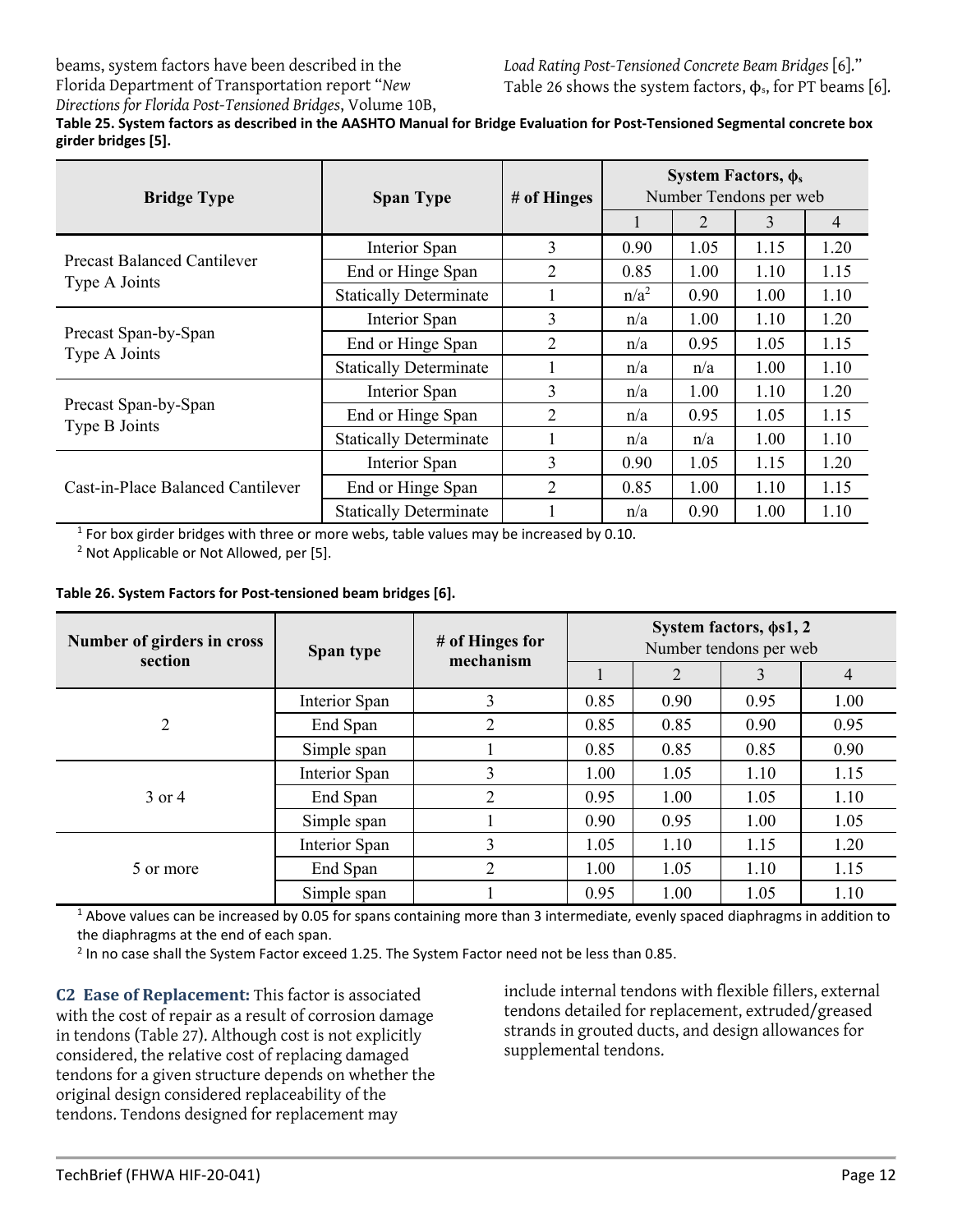beams, system factors have been described in the Florida Department of Transportation report "*New Directions for Florida Post-Tensioned Bridges*, Volume 10B, *Load Rating Post-Tensioned Concrete Beam Bridges* [6]." Table 26 shows the system factors, $\phi_s$, for PT beams [6].

**Table 25. System factors as described in the AASHTO Manual for Bridge Evaluation for Post-Tensioned Segmental concrete box girder bridges [5].**

| Bridge Type | Span Type | # of Hinges | System Factors, $\phi_s$ Number Tendons per web | | | |
|---|---|---|---|---|---|---|
| | | | 1 | 2 | 3 | 4 |
| Precast Balanced Cantilever Type A Joints | Interior Span | 3 | 0.90 | 1.05 | 1.15 | 1.20 |
| | End or Hinge Span | 2 | 0.85 | 1.00 | 1.10 | 1.15 |
| | Statically Determinate | 1 | n/a[2] | 0.90 | 1.00 | 1.10 |
| Precast Span-by-Span Type A Joints | Interior Span | 3 | n/a | 1.00 | 1.10 | 1.20 |
| | End or Hinge Span | 2 | n/a | 0.95 | 1.05 | 1.15 |
| | Statically Determinate | 1 | n/a | n/a | 1.00 | 1.10 |
| Precast Span-by-Span Type B Joints | Interior Span | 3 | n/a | 1.00 | 1.10 | 1.20 |
| | End or Hinge Span | 2 | n/a | 0.95 | 1.05 | 1.15 |
| | Statically Determinate | 1 | n/a | n/a | 1.00 | 1.10 |
| Cast-in-Place Balanced Cantilever | Interior Span | 3 | 0.90 | 1.05 | 1.15 | 1.20 |
| | End or Hinge Span | 2 | 0.85 | 1.00 | 1.10 | 1.15 |
| | Statically Determinate | 1 | n/a | 0.90 | 1.00 | 1.10 |

[1] For box girder bridges with three or more webs, table values may be increased by 0.10.

[2] Not Applicable or Not Allowed, per [5].

**Table 26. System Factors for Post-tensioned beam bridges [6].**

| Number of girders in cross section | Span type | # of Hinges for mechanism | System factors, $\phi$s1, 2 Number tendons per web | | | |
|---|---|---|---|---|---|---|
| | | | 1 | 2 | 3 | 4 |
| 2 | Interior Span | 3 | 0.85 | 0.90 | 0.95 | 1.00 |
| | End Span | 2 | 0.85 | 0.85 | 0.90 | 0.95 |
| | Simple span | 1 | 0.85 | 0.85 | 0.85 | 0.90 |
| 3 or 4 | Interior Span | 3 | 1.00 | 1.05 | 1.10 | 1.15 |
| | End Span | 2 | 0.95 | 1.00 | 1.05 | 1.10 |
| | Simple span | 1 | 0.90 | 0.95 | 1.00 | 1.05 |
| 5 or more | Interior Span | 3 | 1.05 | 1.10 | 1.15 | 1.20 |
| | End Span | 2 | 1.00 | 1.05 | 1.10 | 1.15 |
| | Simple span | 1 | 0.95 | 1.00 | 1.05 | 1.10 |

[1] Above values can be increased by 0.05 for spans containing more than 3 intermediate, evenly spaced diaphragms in addition to the diaphragms at the end of each span.

[2] In no case shall the System Factor exceed 1.25. The System Factor need not be less than 0.85.

**C2 Ease of Replacement:** This factor is associated with the cost of repair as a result of corrosion damage in tendons (Table 27). Although cost is not explicitly considered, the relative cost of replacing damaged tendons for a given structure depends on whether the original design considered replaceability of the tendons. Tendons designed for replacement may include internal tendons with flexible fillers, external tendons detailed for replacement, extruded/greased strands in grouted ducts, and design allowances for supplemental tendons.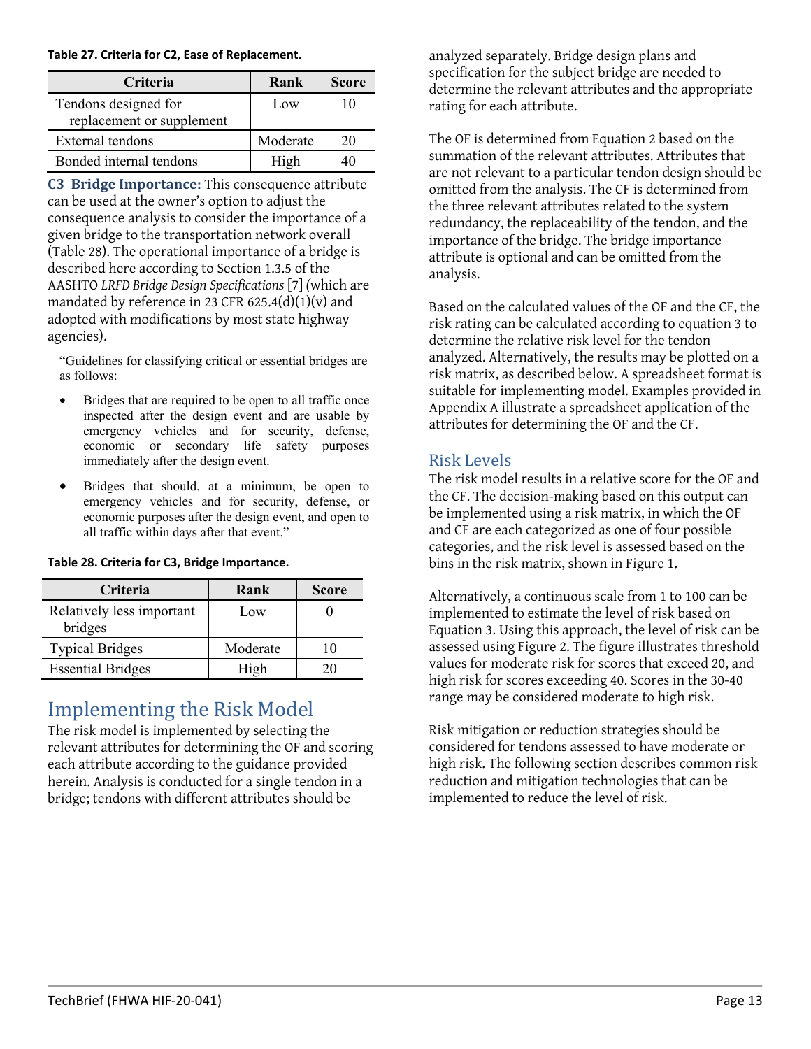**Table 27. Criteria for C2, Ease of Replacement.**

| Criteria | Rank | Score |
|---|---|---|
| Tendons designed for replacement or supplement | Low | 10 |
| External tendons | Moderate | 20 |
| Bonded internal tendons | High | 40 |

**C3 Bridge Importance:** This consequence attribute can be used at the owner's option to adjust the consequence analysis to consider the importance of a given bridge to the transportation network overall (Table 28). The operational importance of a bridge is described here according to Section 1.3.5 of the AASHTO *LRFD Bridge Design Specifications* [7] (which are mandated by reference in 23 CFR 625.4(d)(1)(v) and adopted with modifications by most state highway agencies).

> "Guidelines for classifying critical or essential bridges are as follows:
>
> - Bridges that are required to be open to all traffic once inspected after the design event and are usable by emergency vehicles and for security, defense, economic or secondary life safety purposes immediately after the design event.
> - Bridges that should, at a minimum, be open to emergency vehicles and for security, defense, or economic purposes after the design event, and open to all traffic within days after that event."

**Table 28. Criteria for C3, Bridge Importance.**

| Criteria | Rank | Score |
|---|---|---|
| Relatively less important bridges | Low | 0 |
| Typical Bridges | Moderate | 10 |
| Essential Bridges | High | 20 |

# Implementing the Risk Model

The risk model is implemented by selecting the relevant attributes for determining the OF and scoring each attribute according to the guidance provided herein. Analysis is conducted for a single tendon in a bridge; tendons with different attributes should be analyzed separately. Bridge design plans and specification for the subject bridge are needed to determine the relevant attributes and the appropriate rating for each attribute.

The OF is determined from Equation 2 based on the summation of the relevant attributes. Attributes that are not relevant to a particular tendon design should be omitted from the analysis. The CF is determined from the three relevant attributes related to the system redundancy, the replaceability of the tendon, and the importance of the bridge. The bridge importance attribute is optional and can be omitted from the analysis.

Based on the calculated values of the OF and the CF, the risk rating can be calculated according to equation 3 to determine the relative risk level for the tendon analyzed. Alternatively, the results may be plotted on a risk matrix, as described below. A spreadsheet format is suitable for implementing model. Examples provided in Appendix A illustrate a spreadsheet application of the attributes for determining the OF and the CF.

## Risk Levels

The risk model results in a relative score for the OF and the CF. The decision-making based on this output can be implemented using a risk matrix, in which the OF and CF are each categorized as one of four possible categories, and the risk level is assessed based on the bins in the risk matrix, shown in Figure 1.

Alternatively, a continuous scale from 1 to 100 can be implemented to estimate the level of risk based on Equation 3. Using this approach, the level of risk can be assessed using Figure 2. The figure illustrates threshold values for moderate risk for scores that exceed 20, and high risk for scores exceeding 40. Scores in the 30-40 range may be considered moderate to high risk.

Risk mitigation or reduction strategies should be considered for tendons assessed to have moderate or high risk. The following section describes common risk reduction and mitigation technologies that can be implemented to reduce the level of risk.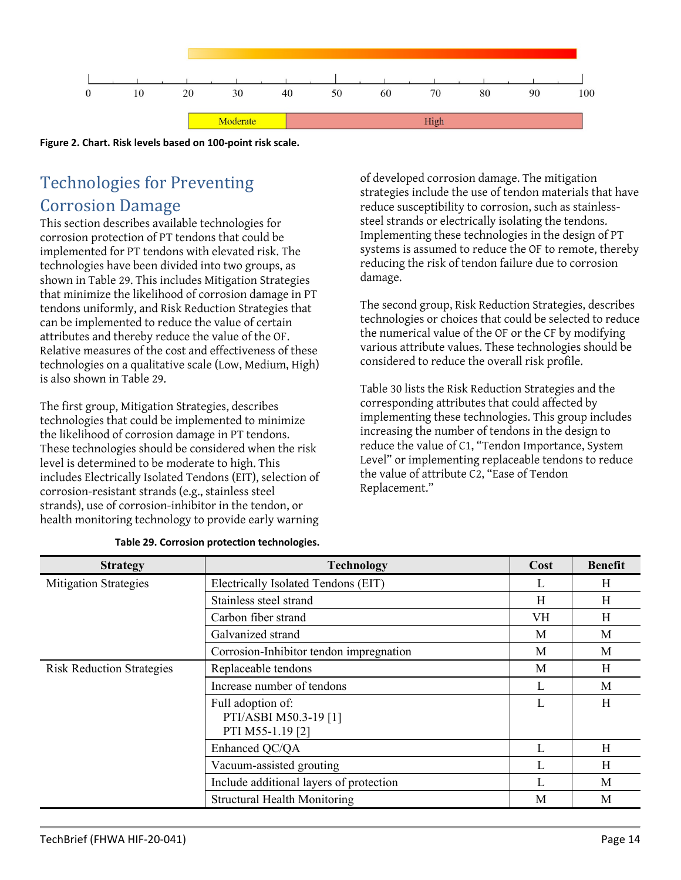Figure 2. Chart. Risk levels based on 100-point risk scale.

## Technologies for Preventing Corrosion Damage

This section describes available technologies for corrosion protection of PT tendons that could be implemented for PT tendons with elevated risk. The technologies have been divided into two groups, as shown in Table 29. This includes Mitigation Strategies that minimize the likelihood of corrosion damage in PT tendons uniformly, and Risk Reduction Strategies that can be implemented to reduce the value of certain attributes and thereby reduce the value of the OF. Relative measures of the cost and effectiveness of these technologies on a qualitative scale (Low, Medium, High) is also shown in Table 29.

The first group, Mitigation Strategies, describes technologies that could be implemented to minimize the likelihood of corrosion damage in PT tendons. These technologies should be considered when the risk level is determined to be moderate to high. This includes Electrically Isolated Tendons (EIT), selection of corrosion-resistant strands (e.g., stainless steel strands), use of corrosion-inhibitor in the tendon, or health monitoring technology to provide early warning of developed corrosion damage. The mitigation strategies include the use of tendon materials that have reduce susceptibility to corrosion, such as stainless-steel strands or electrically isolating the tendons. Implementing these technologies in the design of PT systems is assumed to reduce the OF to remote, thereby reducing the risk of tendon failure due to corrosion damage.

The second group, Risk Reduction Strategies, describes technologies or choices that could be selected to reduce the numerical value of the OF or the CF by modifying various attribute values. These technologies should be considered to reduce the overall risk profile.

Table 30 lists the Risk Reduction Strategies and the corresponding attributes that could affected by implementing these technologies. This group includes increasing the number of tendons in the design to reduce the value of C1, "Tendon Importance, System Level" or implementing replaceable tendons to reduce the value of attribute C2, "Ease of Tendon Replacement."

**Table 29. Corrosion protection technologies.**

| Strategy | Technology | Cost | Benefit |
|---|---|---|---|
| Mitigation Strategies | Electrically Isolated Tendons (EIT) | L | H |
| | Stainless steel strand | H | H |
| | Carbon fiber strand | VH | H |
| | Galvanized strand | M | M |
| | Corrosion-Inhibitor tendon impregnation | M | M |
| Risk Reduction Strategies | Replaceable tendons | M | H |
| | Increase number of tendons | L | M |
| | Full adoption of: PTI/ASBI M50.3-19 [1] PTI M55-1.19 [2] | L | H |
| | Enhanced QC/QA | L | H |
| | Vacuum-assisted grouting | L | H |
| | Include additional layers of protection | L | M |
| | Structural Health Monitoring | M | M |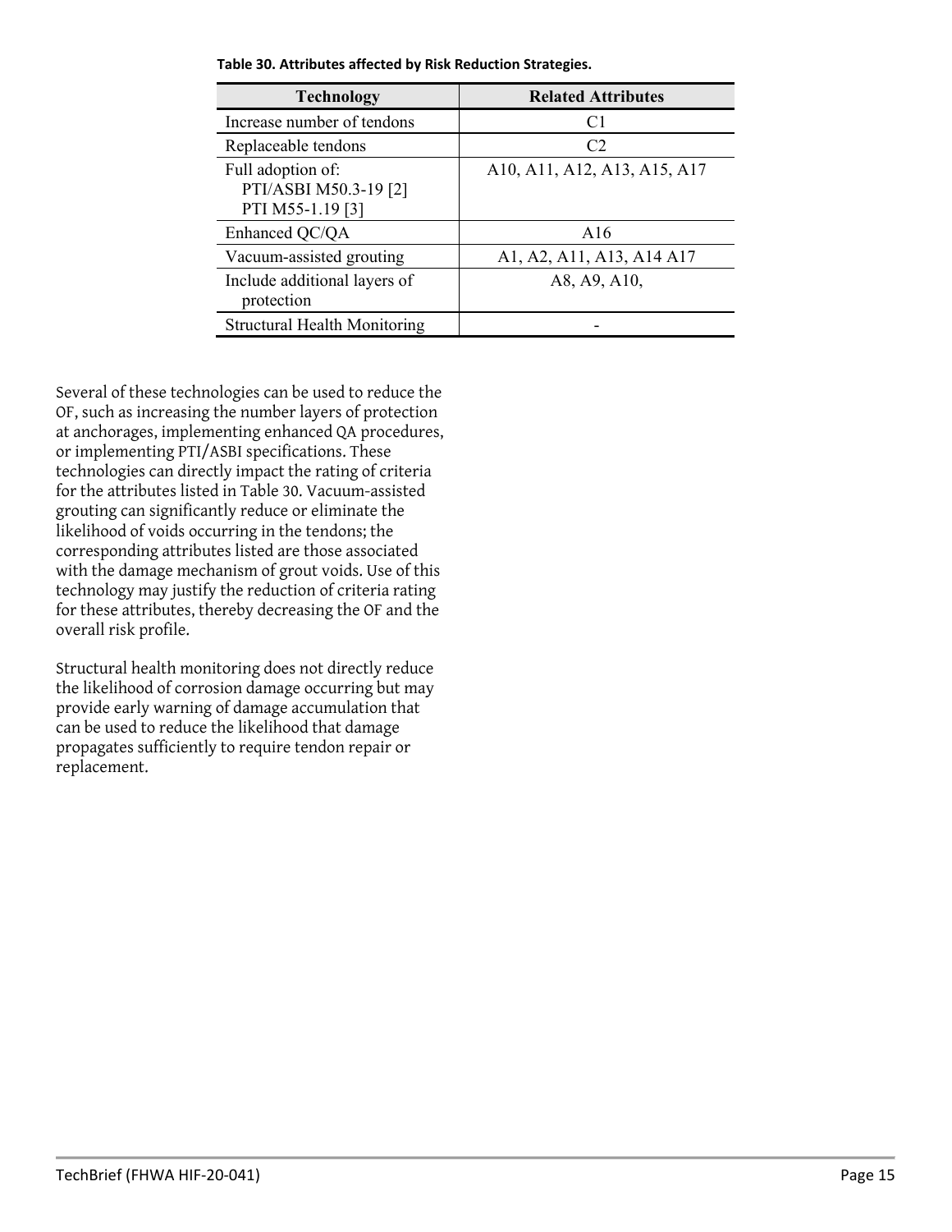**Table 30. Attributes affected by Risk Reduction Strategies.**

| Technology | Related Attributes |
| --- | --- |
| Increase number of tendons | C1 |
| Replaceable tendons | C2 |
| Full adoption of: PTI/ASBI M50.3-19 [2] PTI M55-1.19 [3] | A10, A11, A12, A13, A15, A17 |
| Enhanced QC/QA | A16 |
| Vacuum-assisted grouting | A1, A2, A11, A13, A14 A17 |
| Include additional layers of protection | A8, A9, A10, |
| Structural Health Monitoring | - |

Several of these technologies can be used to reduce the OF, such as increasing the number layers of protection at anchorages, implementing enhanced QA procedures, or implementing PTI/ASBI specifications. These technologies can directly impact the rating of criteria for the attributes listed in Table 30. Vacuum-assisted grouting can significantly reduce or eliminate the likelihood of voids occurring in the tendons; the corresponding attributes listed are those associated with the damage mechanism of grout voids. Use of this technology may justify the reduction of criteria rating for these attributes, thereby decreasing the OF and the overall risk profile.

Structural health monitoring does not directly reduce the likelihood of corrosion damage occurring but may provide early warning of damage accumulation that can be used to reduce the likelihood that damage propagates sufficiently to require tendon repair or replacement.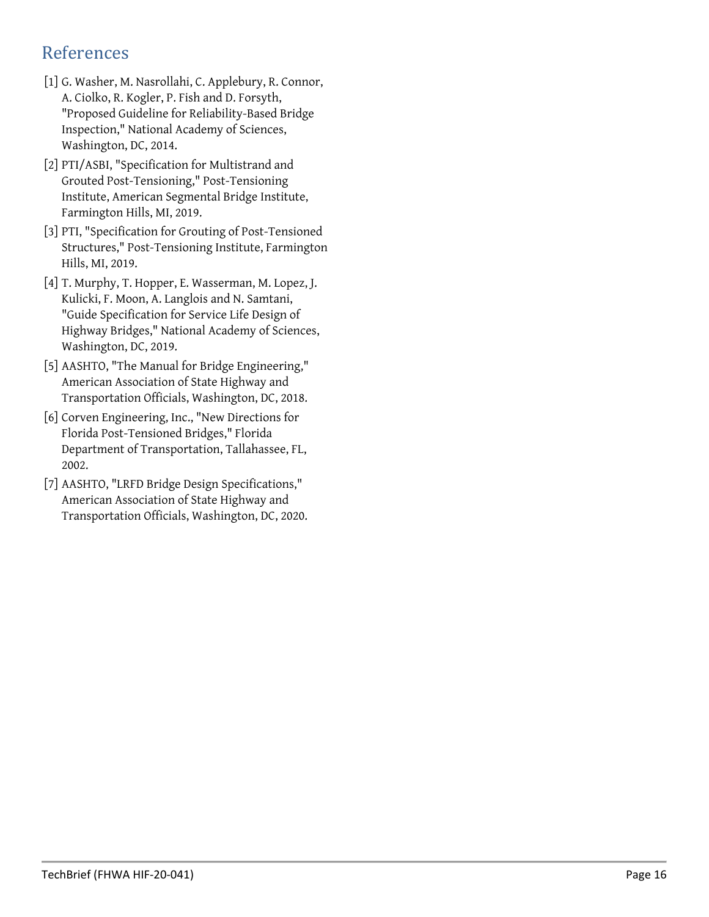## References

[1] G. Washer, M. Nasrollahi, C. Applebury, R. Connor, A. Ciolko, R. Kogler, P. Fish and D. Forsyth, "Proposed Guideline for Reliability-Based Bridge Inspection," National Academy of Sciences, Washington, DC, 2014.

[2] PTI/ASBI, "Specification for Multistrand and Grouted Post-Tensioning," Post-Tensioning Institute, American Segmental Bridge Institute, Farmington Hills, MI, 2019.

[3] PTI, "Specification for Grouting of Post-Tensioned Structures," Post-Tensioning Institute, Farmington Hills, MI, 2019.

[4] T. Murphy, T. Hopper, E. Wasserman, M. Lopez, J. Kulicki, F. Moon, A. Langlois and N. Samtani, "Guide Specification for Service Life Design of Highway Bridges," National Academy of Sciences, Washington, DC, 2019.

[5] AASHTO, "The Manual for Bridge Engineering," American Association of State Highway and Transportation Officials, Washington, DC, 2018.

[6] Corven Engineering, Inc., "New Directions for Florida Post-Tensioned Bridges," Florida Department of Transportation, Tallahassee, FL, 2002.

[7] AASHTO, "LRFD Bridge Design Specifications," American Association of State Highway and Transportation Officials, Washington, DC, 2020.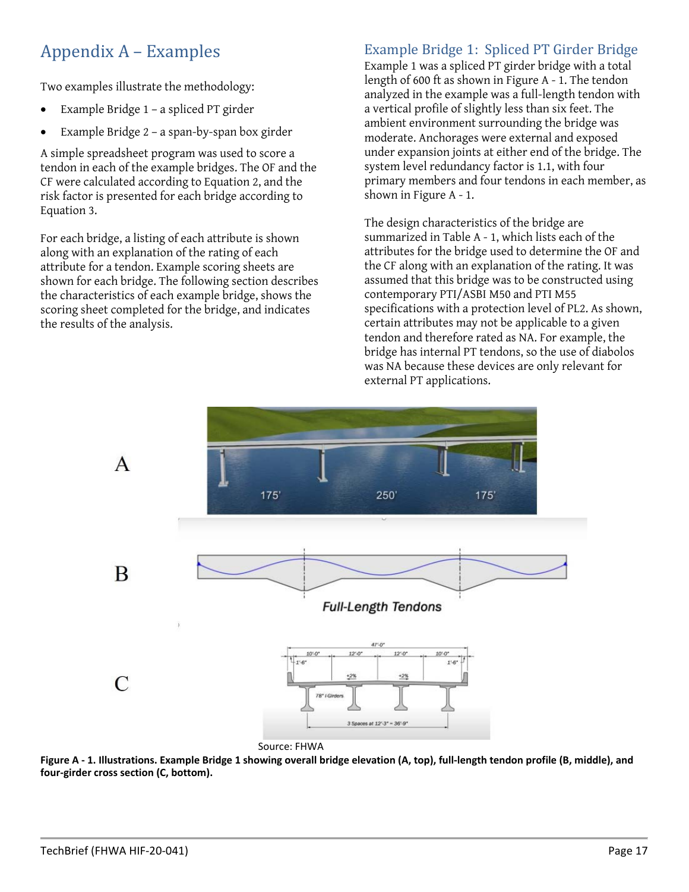# Appendix A – Examples

Two examples illustrate the methodology:

- Example Bridge 1 – a spliced PT girder
- Example Bridge 2 – a span-by-span box girder

A simple spreadsheet program was used to score a tendon in each of the example bridges. The OF and the CF were calculated according to Equation 2, and the risk factor is presented for each bridge according to Equation 3.

For each bridge, a listing of each attribute is shown along with an explanation of the rating of each attribute for a tendon. Example scoring sheets are shown for each bridge. The following section describes the characteristics of each example bridge, shows the scoring sheet completed for the bridge, and indicates the results of the analysis.

## Example Bridge 1: Spliced PT Girder Bridge

Example 1 was a spliced PT girder bridge with a total length of 600 ft as shown in Figure A - 1. The tendon analyzed in the example was a full-length tendon with a vertical profile of slightly less than six feet. The ambient environment surrounding the bridge was moderate. Anchorages were external and exposed under expansion joints at either end of the bridge. The system level redundancy factor is 1.1, with four primary members and four tendons in each member, as shown in Figure A - 1.

The design characteristics of the bridge are summarized in Table A - 1, which lists each of the attributes for the bridge used to determine the OF and the CF along with an explanation of the rating. It was assumed that this bridge was to be constructed using contemporary PTI/ASBI M50 and PTI M55 specifications with a protection level of PL2. As shown, certain attributes may not be applicable to a given tendon and therefore rated as NA. For example, the bridge has internal PT tendons, so the use of diabolos was NA because these devices are only relevant for external PT applications.

Source: FHWA

**Figure A - 1. Illustrations. Example Bridge 1 showing overall bridge elevation (A, top), full-length tendon profile (B, middle), and four-girder cross section (C, bottom).**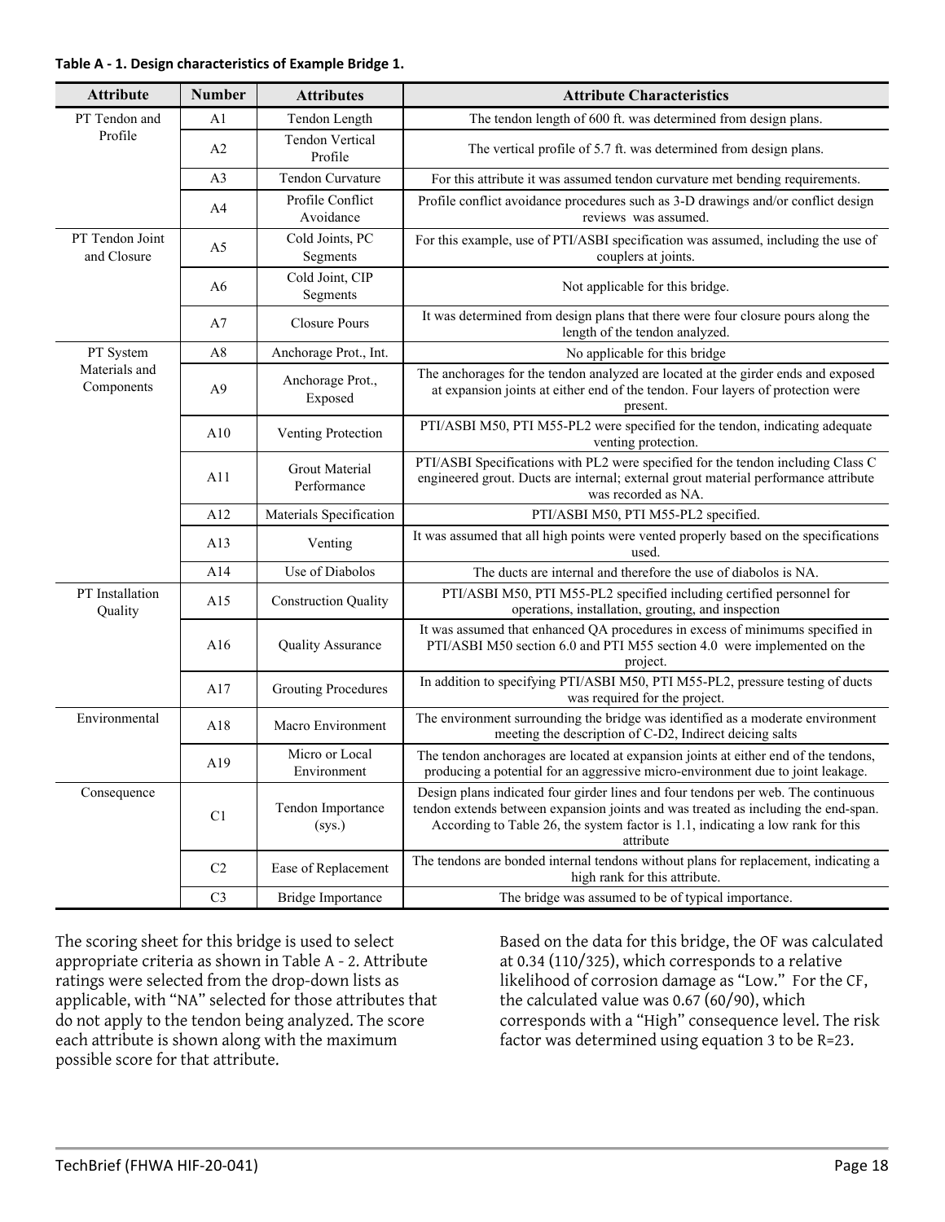**Table A - 1. Design characteristics of Example Bridge 1.**

| Attribute | Number | Attributes | Attribute Characteristics |
|---|---|---|---|
| PT Tendon and Profile | A1 | Tendon Length | The tendon length of 600 ft. was determined from design plans. |
| | A2 | Tendon Vertical Profile | The vertical profile of 5.7 ft. was determined from design plans. |
| | A3 | Tendon Curvature | For this attribute it was assumed tendon curvature met bending requirements. |
| | A4 | Profile Conflict Avoidance | Profile conflict avoidance procedures such as 3-D drawings and/or conflict design reviews was assumed. |
| PT Tendon Joint and Closure | A5 | Cold Joints, PC Segments | For this example, use of PTI/ASBI specification was assumed, including the use of couplers at joints. |
| | A6 | Cold Joint, CIP Segments | Not applicable for this bridge. |
| | A7 | Closure Pours | It was determined from design plans that there were four closure pours along the length of the tendon analyzed. |
| PT System Materials and Components | A8 | Anchorage Prot., Int. | No applicable for this bridge |
| | A9 | Anchorage Prot., Exposed | The anchorages for the tendon analyzed are located at the girder ends and exposed at expansion joints at either end of the tendon. Four layers of protection were present. |
| | A10 | Venting Protection | PTI/ASBI M50, PTI M55-PL2 were specified for the tendon, indicating adequate venting protection. |
| | A11 | Grout Material Performance | PTI/ASBI Specifications with PL2 were specified for the tendon including Class C engineered grout. Ducts are internal; external grout material performance attribute was recorded as NA. |
| | A12 | Materials Specification | PTI/ASBI M50, PTI M55-PL2 specified. |
| | A13 | Venting | It was assumed that all high points were vented properly based on the specifications used. |
| | A14 | Use of Diabolos | The ducts are internal and therefore the use of diabolos is NA. |
| PT Installation Quality | A15 | Construction Quality | PTI/ASBI M50, PTI M55-PL2 specified including certified personnel for operations, installation, grouting, and inspection |
| | A16 | Quality Assurance | It was assumed that enhanced QA procedures in excess of minimums specified in PTI/ASBI M50 section 6.0 and PTI M55 section 4.0 were implemented on the project. |
| | A17 | Grouting Procedures | In addition to specifying PTI/ASBI M50, PTI M55-PL2, pressure testing of ducts was required for the project. |
| Environmental | A18 | Macro Environment | The environment surrounding the bridge was identified as a moderate environment meeting the description of C-D2, Indirect deicing salts |
| | A19 | Micro or Local Environment | The tendon anchorages are located at expansion joints at either end of the tendons, producing a potential for an aggressive micro-environment due to joint leakage. |
| Consequence | C1 | Tendon Importance (sys.) | Design plans indicated four girder lines and four tendons per web. The continuous tendon extends between expansion joints and was treated as including the end-span. According to Table 26, the system factor is 1.1, indicating a low rank for this attribute |
| | C2 | Ease of Replacement | The tendons are bonded internal tendons without plans for replacement, indicating a high rank for this attribute. |
| | C3 | Bridge Importance | The bridge was assumed to be of typical importance. |

The scoring sheet for this bridge is used to select appropriate criteria as shown in Table A - 2. Attribute ratings were selected from the drop-down lists as applicable, with "NA" selected for those attributes that do not apply to the tendon being analyzed. The score each attribute is shown along with the maximum possible score for that attribute.

Based on the data for this bridge, the OF was calculated at 0.34 (110/325), which corresponds to a relative likelihood of corrosion damage as "Low." For the CF, the calculated value was 0.67 (60/90), which corresponds with a "High" consequence level. The risk factor was determined using equation 3 to be R=23.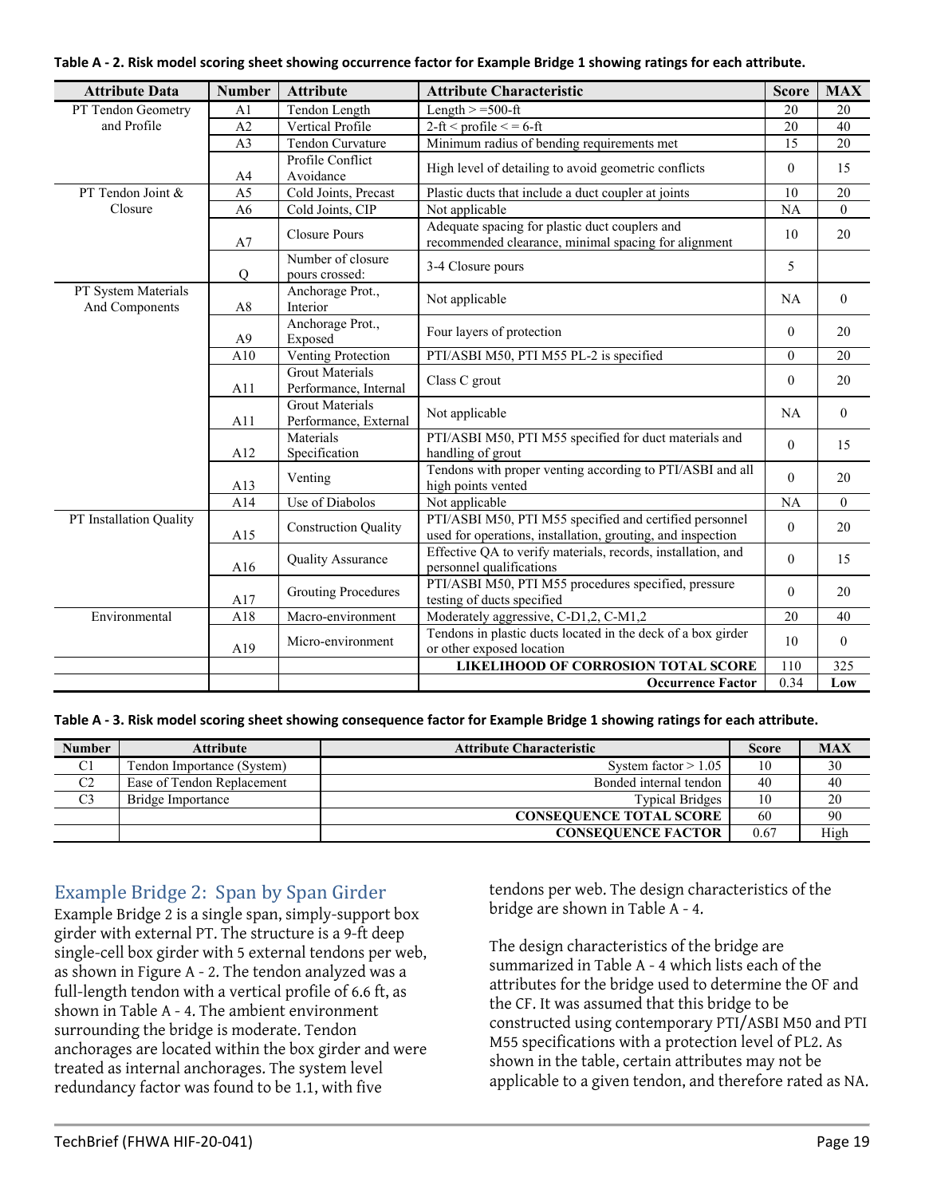**Table A - 2. Risk model scoring sheet showing occurrence factor for Example Bridge 1 showing ratings for each attribute.**

| Attribute Data | Number | Attribute | Attribute Characteristic | Score | MAX |
|---|---|---|---|---|---|
| PT Tendon Geometry and Profile | A1 | Tendon Length | Length > =500-ft | 20 | 20 |
| | A2 | Vertical Profile | 2-ft < profile < = 6-ft | 20 | 40 |
| | A3 | Tendon Curvature | Minimum radius of bending requirements met | 15 | 20 |
| | A4 | Profile Conflict Avoidance | High level of detailing to avoid geometric conflicts | 0 | 15 |
| PT Tendon Joint & Closure | A5 | Cold Joints, Precast | Plastic ducts that include a duct coupler at joints | 10 | 20 |
| | A6 | Cold Joints, CIP | Not applicable | NA | 0 |
| | A7 | Closure Pours | Adequate spacing for plastic duct couplers and recommended clearance, minimal spacing for alignment | 10 | 20 |
| | Q | Number of closure pours crossed: | 3-4 Closure pours | 5 | |
| PT System Materials And Components | A8 | Anchorage Prot., Interior | Not applicable | NA | 0 |
| | A9 | Anchorage Prot., Exposed | Four layers of protection | 0 | 20 |
| | A10 | Venting Protection | PTI/ASBI M50, PTI M55 PL-2 is specified | 0 | 20 |
| | A11 | Grout Materials Performance, Internal | Class C grout | 0 | 20 |
| | A11 | Grout Materials Performance, External | Not applicable | NA | 0 |
| | A12 | Materials Specification | PTI/ASBI M50, PTI M55 specified for duct materials and handling of grout | 0 | 15 |
| | A13 | Venting | Tendons with proper venting according to PTI/ASBI and all high points vented | 0 | 20 |
| | A14 | Use of Diabolos | Not applicable | NA | 0 |
| PT Installation Quality | A15 | Construction Quality | PTI/ASBI M50, PTI M55 specified and certified personnel used for operations, installation, grouting, and inspection | 0 | 20 |
| | A16 | Quality Assurance | Effective QA to verify materials, records, installation, and personnel qualifications | 0 | 15 |
| | A17 | Grouting Procedures | PTI/ASBI M50, PTI M55 procedures specified, pressure testing of ducts specified | 0 | 20 |
| Environmental | A18 | Macro-environment | Moderately aggressive, C-D1,2, C-M1,2 | 20 | 40 |
| | A19 | Micro-environment | Tendons in plastic ducts located in the deck of a box girder or other exposed location | 10 | 0 |
| | | | **LIKELIHOOD OF CORROSION TOTAL SCORE** | 110 | 325 |
| | | | **Occurrence Factor** | 0.34 | **Low** |

**Table A - 3. Risk model scoring sheet showing consequence factor for Example Bridge 1 showing ratings for each attribute.**

| Number | Attribute | Attribute Characteristic | Score | MAX |
|---|---|---|---|---|
| C1 | Tendon Importance (System) | System factor > 1.05 | 10 | 30 |
| C2 | Ease of Tendon Replacement | Bonded internal tendon | 40 | 40 |
| C3 | Bridge Importance | Typical Bridges | 10 | 20 |
| | | **CONSEQUENCE TOTAL SCORE** | 60 | 90 |
| | | **CONSEQUENCE FACTOR** | 0.67 | High |

## Example Bridge 2: Span by Span Girder

Example Bridge 2 is a single span, simply-support box girder with external PT. The structure is a 9-ft deep single-cell box girder with 5 external tendons per web, as shown in Figure A - 2. The tendon analyzed was a full-length tendon with a vertical profile of 6.6 ft, as shown in Table A - 4. The ambient environment surrounding the bridge is moderate. Tendon anchorages are located within the box girder and were treated as internal anchorages. The system level redundancy factor was found to be 1.1, with five tendons per web. The design characteristics of the bridge are shown in Table A - 4.

The design characteristics of the bridge are summarized in Table A - 4 which lists each of the attributes for the bridge used to determine the OF and the CF. It was assumed that this bridge to be constructed using contemporary PTI/ASBI M50 and PTI M55 specifications with a protection level of PL2. As shown in the table, certain attributes may not be applicable to a given tendon, and therefore rated as NA.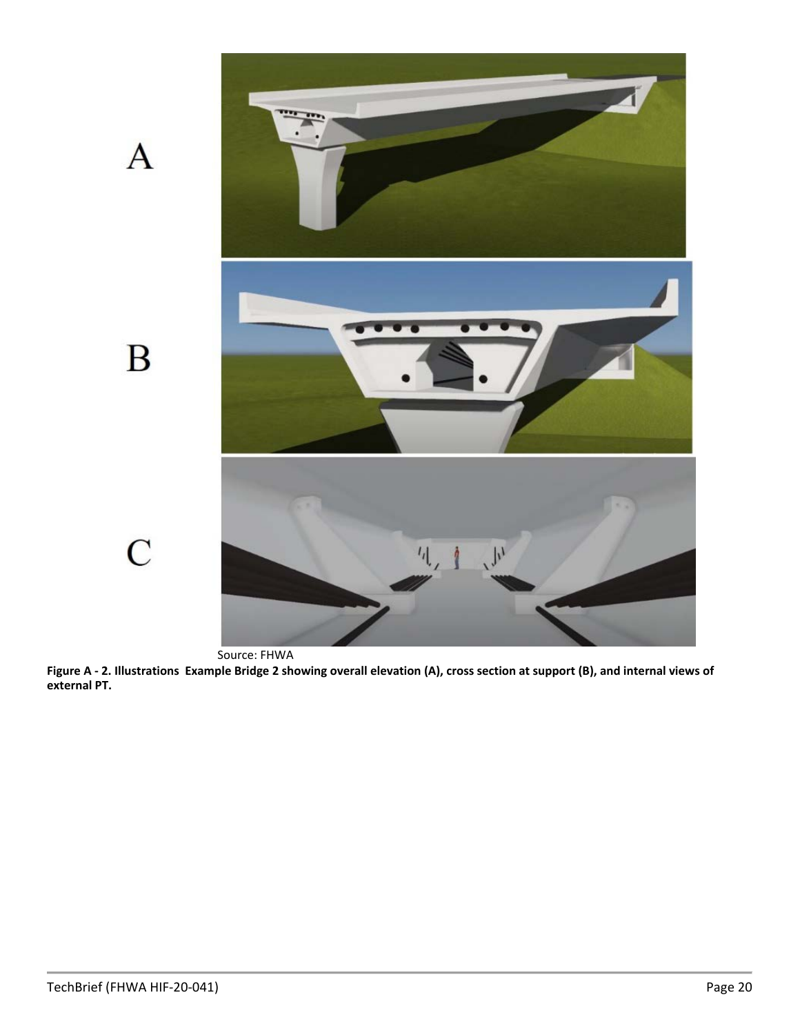A

B

C

Source: FHWA

**Figure A - 2. Illustrations Example Bridge 2 showing overall elevation (A), cross section at support (B), and internal views of external PT.**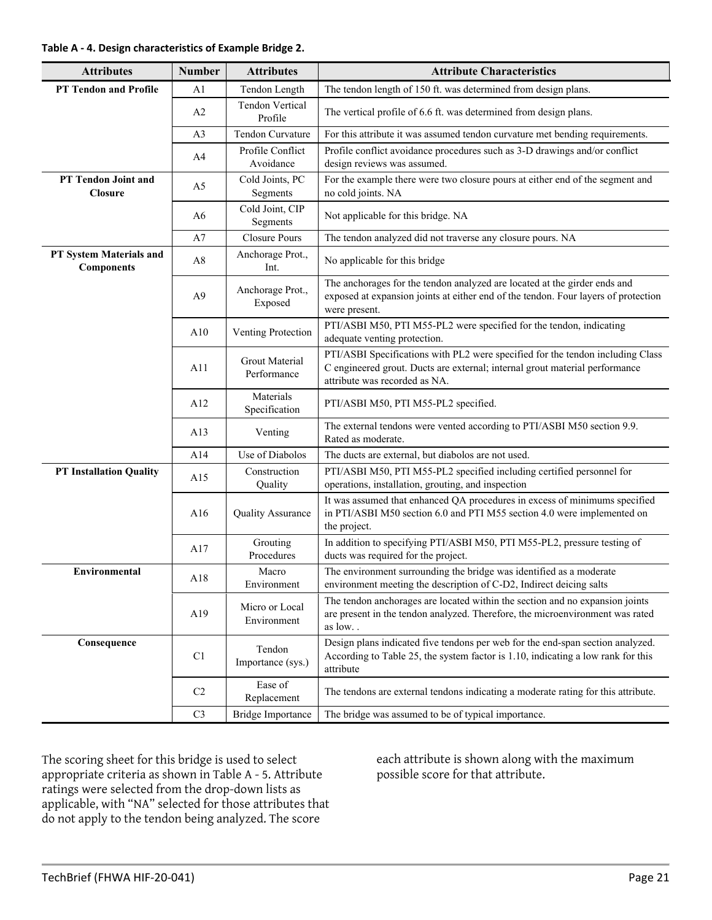**Table A - 4. Design characteristics of Example Bridge 2.**

| Attributes | Number | Attributes | Attribute Characteristics |
|---|---|---|---|
| PT Tendon and Profile | A1 | Tendon Length | The tendon length of 150 ft. was determined from design plans. |
| | A2 | Tendon Vertical Profile | The vertical profile of 6.6 ft. was determined from design plans. |
| | A3 | Tendon Curvature | For this attribute it was assumed tendon curvature met bending requirements. |
| | A4 | Profile Conflict Avoidance | Profile conflict avoidance procedures such as 3-D drawings and/or conflict design reviews was assumed. |
| PT Tendon Joint and Closure | A5 | Cold Joints, PC Segments | For the example there were two closure pours at either end of the segment and no cold joints. NA |
| | A6 | Cold Joint, CIP Segments | Not applicable for this bridge. NA |
| | A7 | Closure Pours | The tendon analyzed did not traverse any closure pours. NA |
| PT System Materials and Components | A8 | Anchorage Prot., Int. | No applicable for this bridge |
| | A9 | Anchorage Prot., Exposed | The anchorages for the tendon analyzed are located at the girder ends and exposed at expansion joints at either end of the tendon. Four layers of protection were present. |
| | A10 | Venting Protection | PTI/ASBI M50, PTI M55-PL2 were specified for the tendon, indicating adequate venting protection. |
| | A11 | Grout Material Performance | PTI/ASBI Specifications with PL2 were specified for the tendon including Class C engineered grout. Ducts are external; internal grout material performance attribute was recorded as NA. |
| | A12 | Materials Specification | PTI/ASBI M50, PTI M55-PL2 specified. |
| | A13 | Venting | The external tendons were vented according to PTI/ASBI M50 section 9.9. Rated as moderate. |
| | A14 | Use of Diabolos | The ducts are external, but diabolos are not used. |
| PT Installation Quality | A15 | Construction Quality | PTI/ASBI M50, PTI M55-PL2 specified including certified personnel for operations, installation, grouting, and inspection |
| | A16 | Quality Assurance | It was assumed that enhanced QA procedures in excess of minimums specified in PTI/ASBI M50 section 6.0 and PTI M55 section 4.0 were implemented on the project. |
| | A17 | Grouting Procedures | In addition to specifying PTI/ASBI M50, PTI M55-PL2, pressure testing of ducts was required for the project. |
| Environmental | A18 | Macro Environment | The environment surrounding the bridge was identified as a moderate environment meeting the description of C-D2, Indirect deicing salts |
| | A19 | Micro or Local Environment | The tendon anchorages are located within the section and no expansion joints are present in the tendon analyzed. Therefore, the microenvironment was rated as low. . |
| Consequence | C1 | Tendon Importance (sys.) | Design plans indicated five tendons per web for the end-span section analyzed. According to Table 25, the system factor is 1.10, indicating a low rank for this attribute |
| | C2 | Ease of Replacement | The tendons are external tendons indicating a moderate rating for this attribute. |
| | C3 | Bridge Importance | The bridge was assumed to be of typical importance. |

The scoring sheet for this bridge is used to select appropriate criteria as shown in Table A - 5. Attribute ratings were selected from the drop-down lists as applicable, with "NA" selected for those attributes that do not apply to the tendon being analyzed. The score each attribute is shown along with the maximum possible score for that attribute.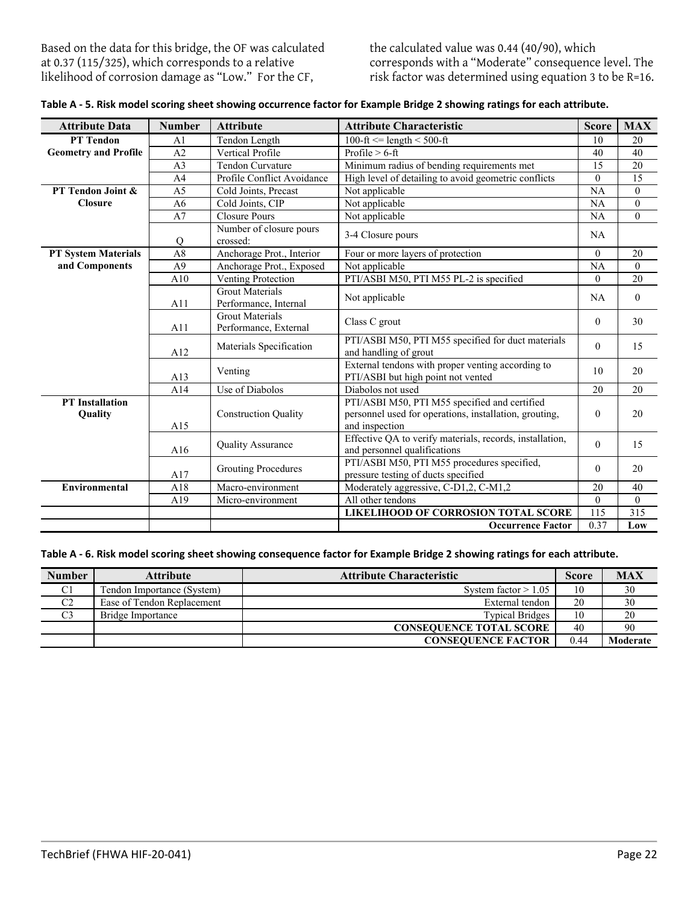Based on the data for this bridge, the OF was calculated at 0.37 (115/325), which corresponds to a relative likelihood of corrosion damage as "Low." For the CF, the calculated value was 0.44 (40/90), which corresponds with a "Moderate" consequence level. The risk factor was determined using equation 3 to be R=16.

**Table A - 5. Risk model scoring sheet showing occurrence factor for Example Bridge 2 showing ratings for each attribute.**

| Attribute Data | Number | Attribute | Attribute Characteristic | Score | MAX |
|---|---|---|---|---|---|
| **PT Tendon Geometry and Profile** | A1 | Tendon Length | 100-ft <= length < 500-ft | 10 | 20 |
| | A2 | Vertical Profile | Profile > 6-ft | 40 | 40 |
| | A3 | Tendon Curvature | Minimum radius of bending requirements met | 15 | 20 |
| | A4 | Profile Conflict Avoidance | High level of detailing to avoid geometric conflicts | 0 | 15 |
| **PT Tendon Joint & Closure** | A5 | Cold Joints, Precast | Not applicable | NA | 0 |
| | A6 | Cold Joints, CIP | Not applicable | NA | 0 |
| | A7 | Closure Pours | Not applicable | NA | 0 |
| | Q | Number of closure pours crossed: | 3-4 Closure pours | NA | |
| **PT System Materials and Components** | A8 | Anchorage Prot., Interior | Four or more layers of protection | 0 | 20 |
| | A9 | Anchorage Prot., Exposed | Not applicable | NA | 0 |
| | A10 | Venting Protection | PTI/ASBI M50, PTI M55 PL-2 is specified | 0 | 20 |
| | A11 | Grout Materials Performance, Internal | Not applicable | NA | 0 |
| | A11 | Grout Materials Performance, External | Class C grout | 0 | 30 |
| | A12 | Materials Specification | PTI/ASBI M50, PTI M55 specified for duct materials and handling of grout | 0 | 15 |
| | A13 | Venting | External tendons with proper venting according to PTI/ASBI but high point not vented | 10 | 20 |
| | A14 | Use of Diabolos | Diabolos not used | 20 | 20 |
| **PT Installation Quality** | A15 | Construction Quality | PTI/ASBI M50, PTI M55 specified and certified personnel used for operations, installation, grouting, and inspection | 0 | 20 |
| | A16 | Quality Assurance | Effective QA to verify materials, records, installation, and personnel qualifications | 0 | 15 |
| | A17 | Grouting Procedures | PTI/ASBI M50, PTI M55 procedures specified, pressure testing of ducts specified | 0 | 20 |
| **Environmental** | A18 | Macro-environment | Moderately aggressive, C-D1,2, C-M1,2 | 20 | 40 |
| | A19 | Micro-environment | All other tendons | 0 | 0 |
| | | | **LIKELIHOOD OF CORROSION TOTAL SCORE** | 115 | 315 |
| | | | **Occurrence Factor** | 0.37 | **Low** |

**Table A - 6. Risk model scoring sheet showing consequence factor for Example Bridge 2 showing ratings for each attribute.**

| Number | Attribute | Attribute Characteristic | Score | MAX |
|---|---|---|---|---|
| C1 | Tendon Importance (System) | System factor > 1.05 | 10 | 30 |
| C2 | Ease of Tendon Replacement | External tendon | 20 | 30 |
| C3 | Bridge Importance | Typical Bridges | 10 | 20 |
| | | **CONSEQUENCE TOTAL SCORE** | 40 | 90 |
| | | **CONSEQUENCE FACTOR** | 0.44 | **Moderate** |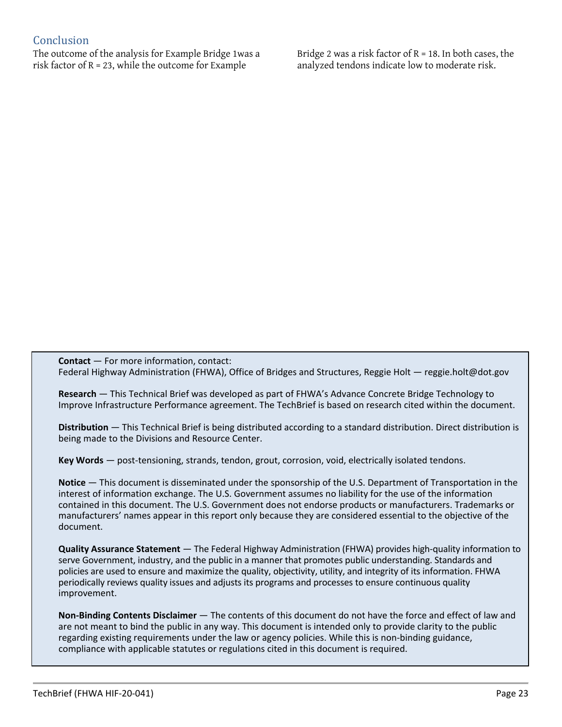## Conclusion

The outcome of the analysis for Example Bridge 1was a risk factor of R = 23, while the outcome for Example Bridge 2 was a risk factor of R = 18. In both cases, the analyzed tendons indicate low to moderate risk.

**Contact** — For more information, contact:
Federal Highway Administration (FHWA), Office of Bridges and Structures, Reggie Holt — reggie.holt@dot.gov

**Research** — This Technical Brief was developed as part of FHWA's Advance Concrete Bridge Technology to Improve Infrastructure Performance agreement. The TechBrief is based on research cited within the document.

**Distribution** — This Technical Brief is being distributed according to a standard distribution. Direct distribution is being made to the Divisions and Resource Center.

**Key Words** — post-tensioning, strands, tendon, grout, corrosion, void, electrically isolated tendons.

**Notice** — This document is disseminated under the sponsorship of the U.S. Department of Transportation in the interest of information exchange. The U.S. Government assumes no liability for the use of the information contained in this document. The U.S. Government does not endorse products or manufacturers. Trademarks or manufacturers' names appear in this report only because they are considered essential to the objective of the document.

**Quality Assurance Statement** — The Federal Highway Administration (FHWA) provides high-quality information to serve Government, industry, and the public in a manner that promotes public understanding. Standards and policies are used to ensure and maximize the quality, objectivity, utility, and integrity of its information. FHWA periodically reviews quality issues and adjusts its programs and processes to ensure continuous quality improvement.

**Non-Binding Contents Disclaimer** — The contents of this document do not have the force and effect of law and are not meant to bind the public in any way. This document is intended only to provide clarity to the public regarding existing requirements under the law or agency policies. While this is non-binding guidance, compliance with applicable statutes or regulations cited in this document is required.